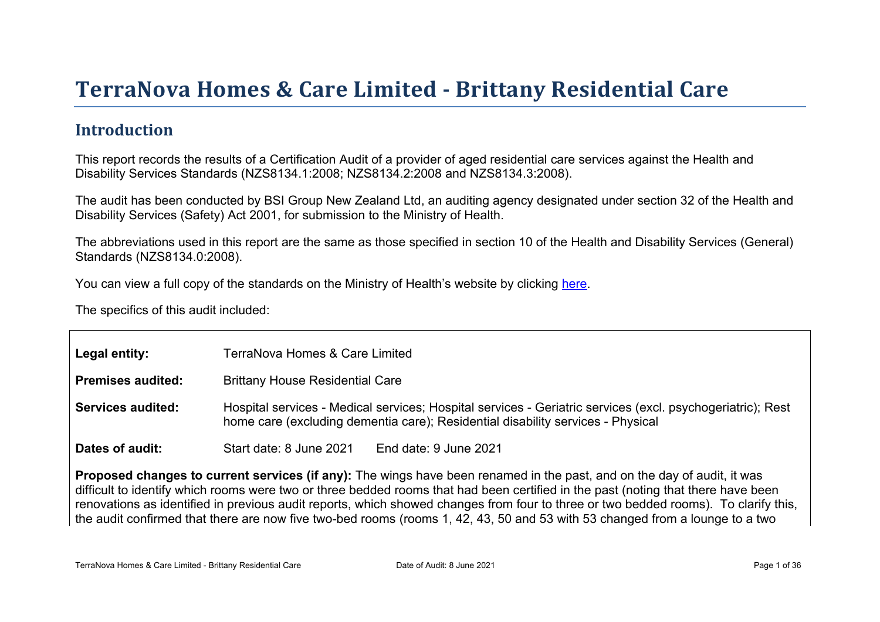# TerraNova Homes & Care Limited - Brittany Residential Care

## Introduction

This report records the results of a Certification Audit of a provider of aged residential care services against the Health and Disability Services Standards (NZS8134.1:2008; NZS8134.2:2008 and NZS8134.3:2008).

The audit has been conducted by BSI Group New Zealand Ltd, an auditing agency designated under section 32 of the Health and Disability Services (Safety) Act 2001, for submission to the Ministry of Health.

The abbreviations used in this report are the same as those specified in section 10 of the Health and Disability Services (General) Standards (NZS8134.0:2008).

You can view a full copy of the standards on the Ministry of Health's website by clicking here.

The specifics of this audit included:

| | |
|---|---|
| **Legal entity:** | TerraNova Homes & Care Limited |
| **Premises audited:** | Brittany House Residential Care |
| **Services audited:** | Hospital services - Medical services; Hospital services - Geriatric services (excl. psychogeriatric); Rest home care (excluding dementia care); Residential disability services - Physical |
| **Dates of audit:** | Start date: 8 June 2021 End date: 9 June 2021 |

**Proposed changes to current services (if any):** The wings have been renamed in the past, and on the day of audit, it was difficult to identify which rooms were two or three bedded rooms that had been certified in the past (noting that there have been renovations as identified in previous audit reports, which showed changes from four to three or two bedded rooms). To clarify this, the audit confirmed that there are now five two-bed rooms (rooms 1, 42, 43, 50 and 53 with 53 changed from a lounge to a two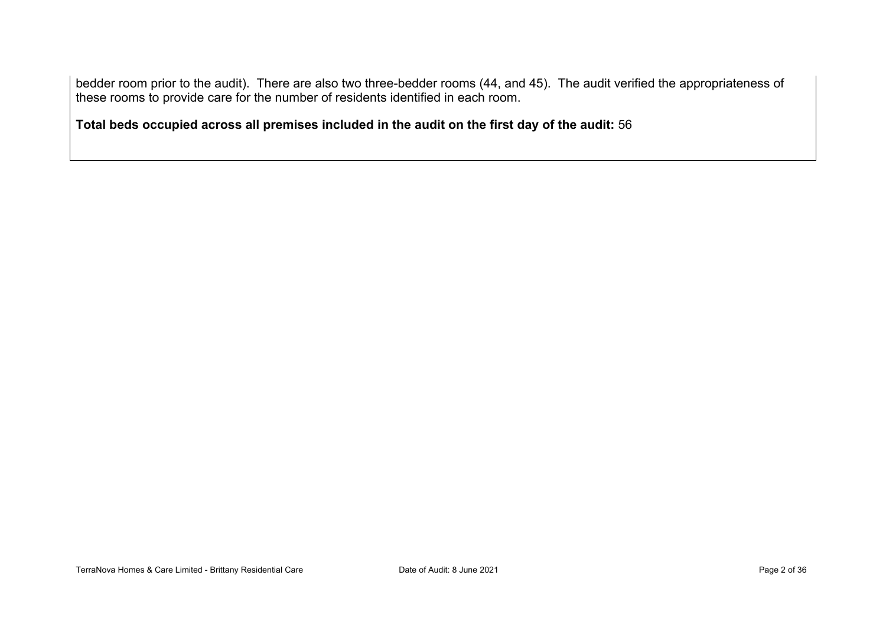bedder room prior to the audit). There are also two three-bedder rooms (44, and 45). The audit verified the appropriateness of these rooms to provide care for the number of residents identified in each room.

**Total beds occupied across all premises included in the audit on the first day of the audit:** 56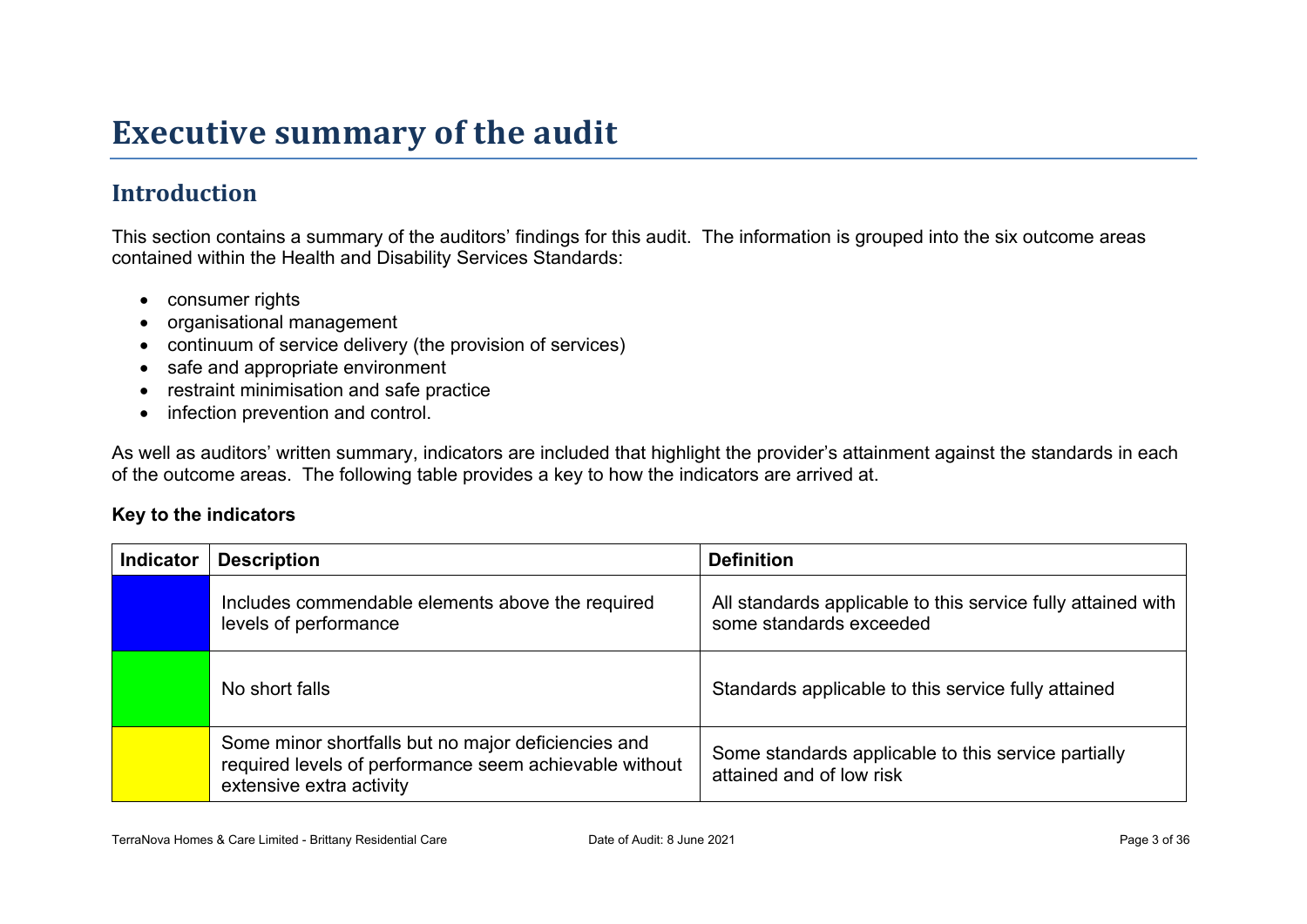# Executive summary of the audit

## Introduction

This section contains a summary of the auditors' findings for this audit. The information is grouped into the six outcome areas contained within the Health and Disability Services Standards:

- consumer rights
- organisational management
- continuum of service delivery (the provision of services)
- safe and appropriate environment
- restraint minimisation and safe practice
- infection prevention and control.

As well as auditors' written summary, indicators are included that highlight the provider's attainment against the standards in each of the outcome areas. The following table provides a key to how the indicators are arrived at.

**Key to the indicators**

| Indicator | Description | Definition |
|---|---|---|
| | Includes commendable elements above the required levels of performance | All standards applicable to this service fully attained with some standards exceeded |
| | No short falls | Standards applicable to this service fully attained |
| | Some minor shortfalls but no major deficiencies and required levels of performance seem achievable without extensive extra activity | Some standards applicable to this service partially attained and of low risk |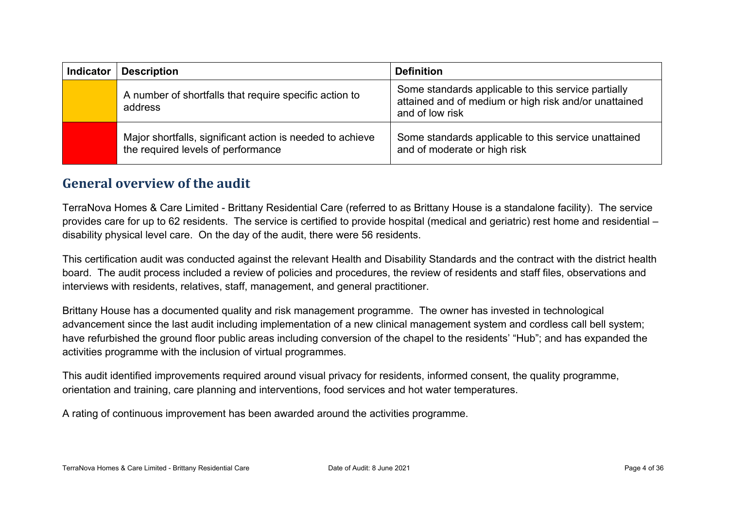| Indicator | Description | Definition |
| --- | --- | --- |
| | A number of shortfalls that require specific action to address | Some standards applicable to this service partially attained and of medium or high risk and/or unattained and of low risk |
| | Major shortfalls, significant action is needed to achieve the required levels of performance | Some standards applicable to this service unattained and of moderate or high risk |

## General overview of the audit

TerraNova Homes & Care Limited - Brittany Residential Care (referred to as Brittany House is a standalone facility). The service provides care for up to 62 residents. The service is certified to provide hospital (medical and geriatric) rest home and residential – disability physical level care. On the day of the audit, there were 56 residents.

This certification audit was conducted against the relevant Health and Disability Standards and the contract with the district health board. The audit process included a review of policies and procedures, the review of residents and staff files, observations and interviews with residents, relatives, staff, management, and general practitioner.

Brittany House has a documented quality and risk management programme. The owner has invested in technological advancement since the last audit including implementation of a new clinical management system and cordless call bell system; have refurbished the ground floor public areas including conversion of the chapel to the residents' "Hub"; and has expanded the activities programme with the inclusion of virtual programmes.

This audit identified improvements required around visual privacy for residents, informed consent, the quality programme, orientation and training, care planning and interventions, food services and hot water temperatures.

A rating of continuous improvement has been awarded around the activities programme.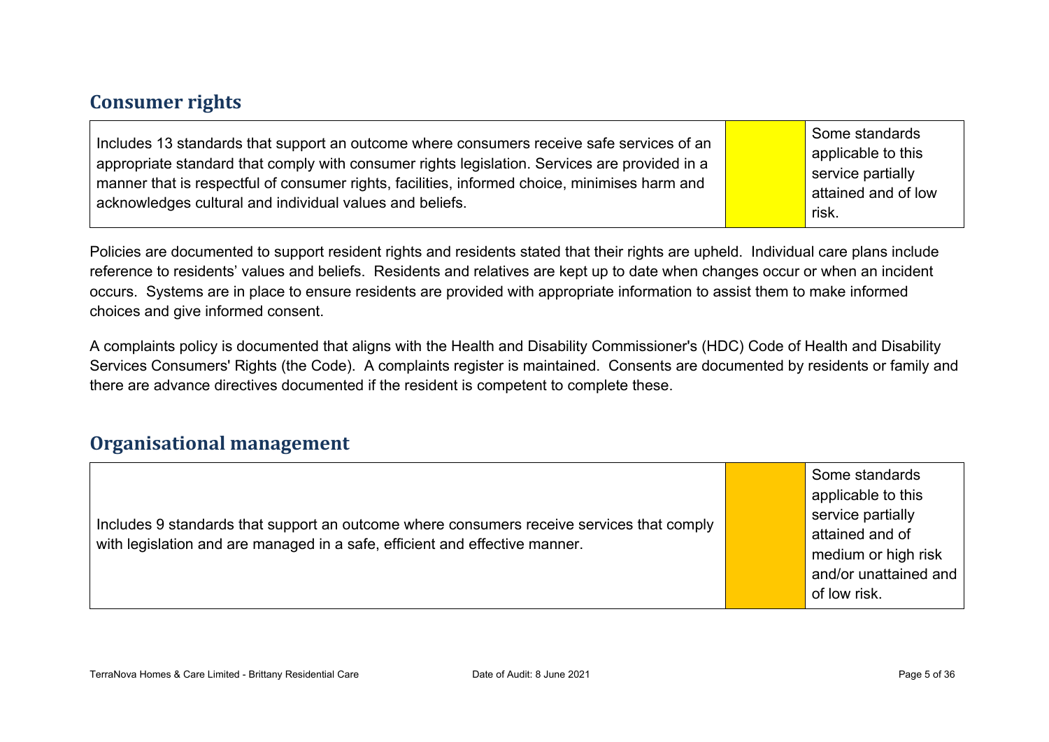## Consumer rights

| Includes 13 standards that support an outcome where consumers receive safe services of an appropriate standard that comply with consumer rights legislation. Services are provided in a manner that is respectful of consumer rights, facilities, informed choice, minimises harm and acknowledges cultural and individual values and beliefs. | | Some standards applicable to this service partially attained and of low risk. |
|---|---|---|

Policies are documented to support resident rights and residents stated that their rights are upheld. Individual care plans include reference to residents' values and beliefs. Residents and relatives are kept up to date when changes occur or when an incident occurs. Systems are in place to ensure residents are provided with appropriate information to assist them to make informed choices and give informed consent.

A complaints policy is documented that aligns with the Health and Disability Commissioner's (HDC) Code of Health and Disability Services Consumers' Rights (the Code). A complaints register is maintained. Consents are documented by residents or family and there are advance directives documented if the resident is competent to complete these.

## Organisational management

| Includes 9 standards that support an outcome where consumers receive services that comply with legislation and are managed in a safe, efficient and effective manner. | | Some standards applicable to this service partially attained and of medium or high risk and/or unattained and of low risk. |
|---|---|---|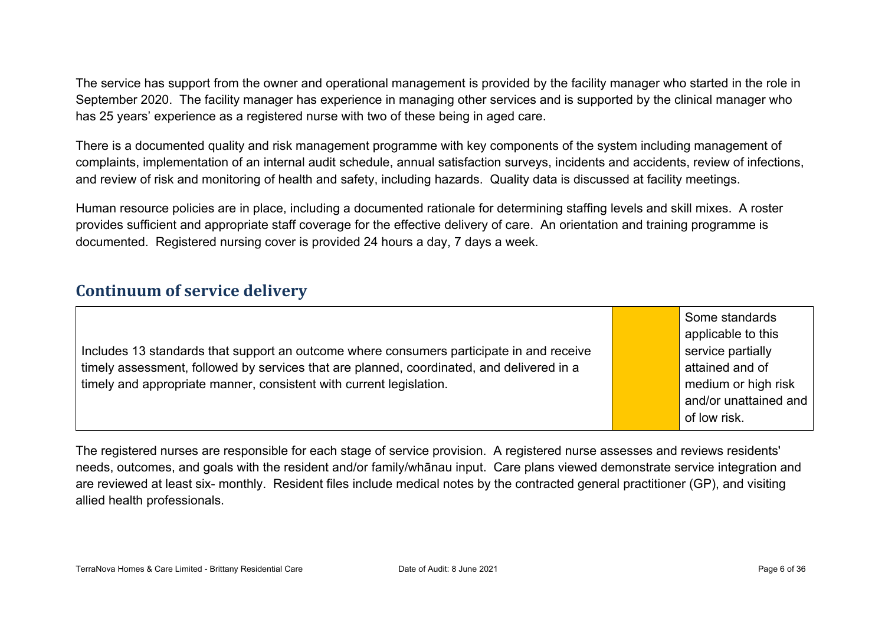The service has support from the owner and operational management is provided by the facility manager who started in the role in September 2020. The facility manager has experience in managing other services and is supported by the clinical manager who has 25 years' experience as a registered nurse with two of these being in aged care.

There is a documented quality and risk management programme with key components of the system including management of complaints, implementation of an internal audit schedule, annual satisfaction surveys, incidents and accidents, review of infections, and review of risk and monitoring of health and safety, including hazards. Quality data is discussed at facility meetings.

Human resource policies are in place, including a documented rationale for determining staffing levels and skill mixes. A roster provides sufficient and appropriate staff coverage for the effective delivery of care. An orientation and training programme is documented. Registered nursing cover is provided 24 hours a day, 7 days a week.

## Continuum of service delivery

| | | |
|---|---|---|
| Includes 13 standards that support an outcome where consumers participate in and receive timely assessment, followed by services that are planned, coordinated, and delivered in a timely and appropriate manner, consistent with current legislation. | | Some standards applicable to this service partially attained and of medium or high risk and/or unattained and of low risk. |

The registered nurses are responsible for each stage of service provision. A registered nurse assesses and reviews residents' needs, outcomes, and goals with the resident and/or family/whānau input. Care plans viewed demonstrate service integration and are reviewed at least six- monthly. Resident files include medical notes by the contracted general practitioner (GP), and visiting allied health professionals.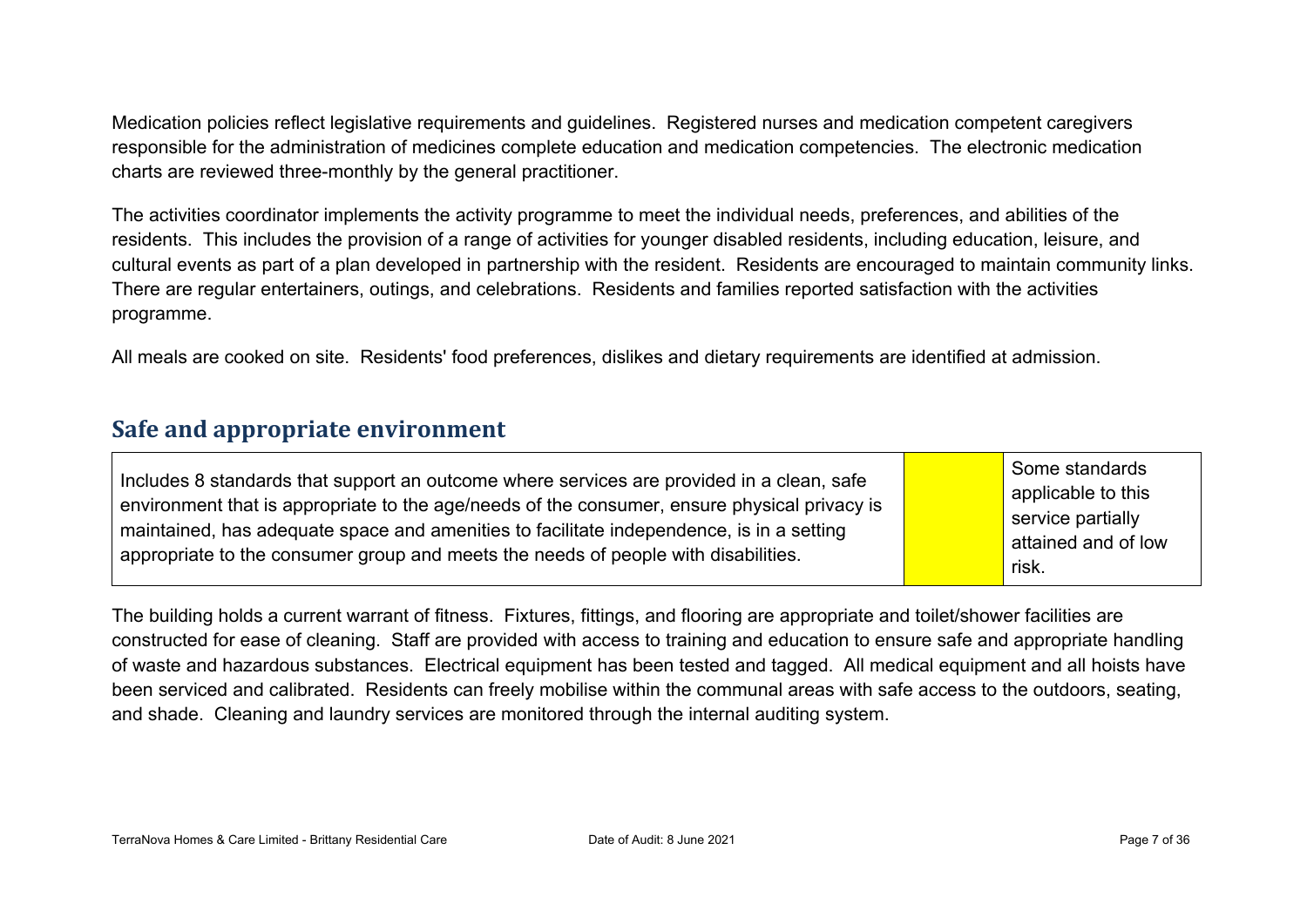Medication policies reflect legislative requirements and guidelines. Registered nurses and medication competent caregivers responsible for the administration of medicines complete education and medication competencies. The electronic medication charts are reviewed three-monthly by the general practitioner.

The activities coordinator implements the activity programme to meet the individual needs, preferences, and abilities of the residents. This includes the provision of a range of activities for younger disabled residents, including education, leisure, and cultural events as part of a plan developed in partnership with the resident. Residents are encouraged to maintain community links. There are regular entertainers, outings, and celebrations. Residents and families reported satisfaction with the activities programme.

All meals are cooked on site. Residents' food preferences, dislikes and dietary requirements are identified at admission.

## Safe and appropriate environment

| Includes 8 standards that support an outcome where services are provided in a clean, safe environment that is appropriate to the age/needs of the consumer, ensure physical privacy is maintained, has adequate space and amenities to facilitate independence, is in a setting appropriate to the consumer group and meets the needs of people with disabilities. | | Some standards applicable to this service partially attained and of low risk. |
|---|---|---|

The building holds a current warrant of fitness. Fixtures, fittings, and flooring are appropriate and toilet/shower facilities are constructed for ease of cleaning. Staff are provided with access to training and education to ensure safe and appropriate handling of waste and hazardous substances. Electrical equipment has been tested and tagged. All medical equipment and all hoists have been serviced and calibrated. Residents can freely mobilise within the communal areas with safe access to the outdoors, seating, and shade. Cleaning and laundry services are monitored through the internal auditing system.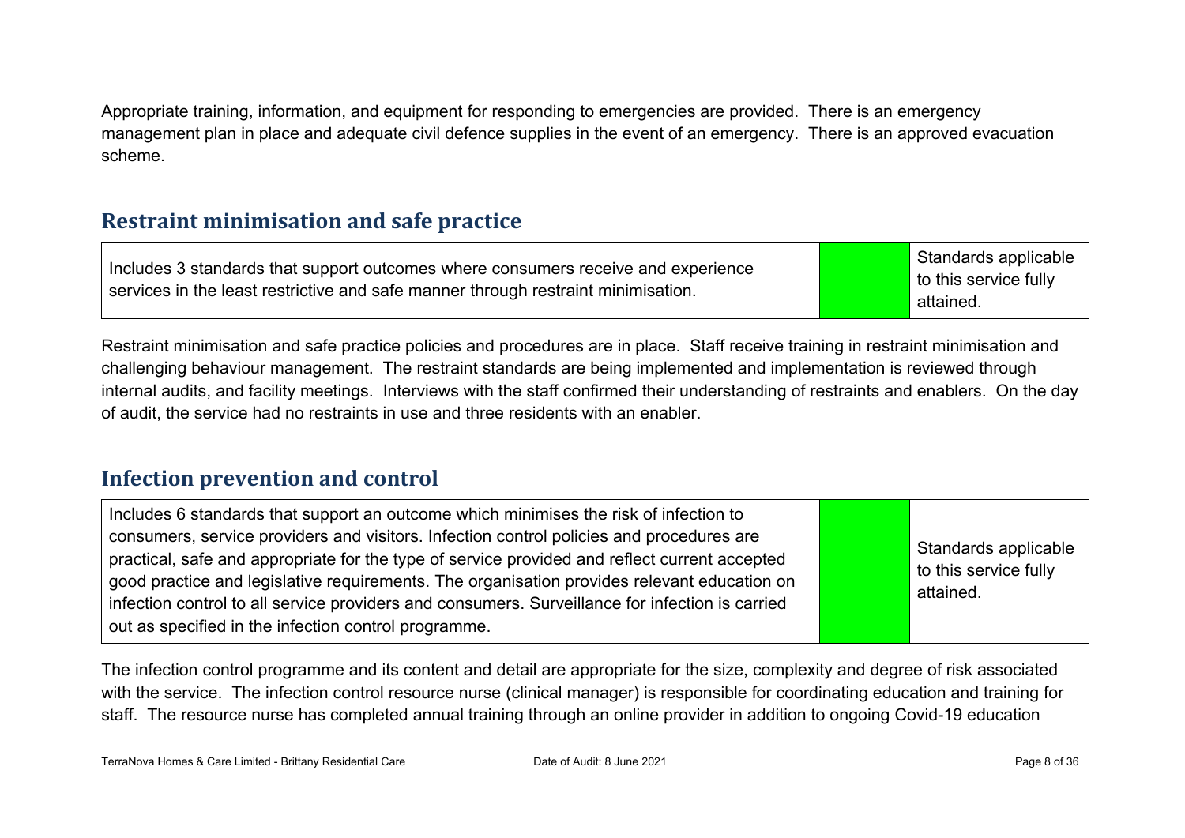Appropriate training, information, and equipment for responding to emergencies are provided. There is an emergency management plan in place and adequate civil defence supplies in the event of an emergency. There is an approved evacuation scheme.

## Restraint minimisation and safe practice

| Includes 3 standards that support outcomes where consumers receive and experience services in the least restrictive and safe manner through restraint minimisation. | | Standards applicable to this service fully attained. |
|---|---|---|

Restraint minimisation and safe practice policies and procedures are in place. Staff receive training in restraint minimisation and challenging behaviour management. The restraint standards are being implemented and implementation is reviewed through internal audits, and facility meetings. Interviews with the staff confirmed their understanding of restraints and enablers. On the day of audit, the service had no restraints in use and three residents with an enabler.

## Infection prevention and control

| Includes 6 standards that support an outcome which minimises the risk of infection to consumers, service providers and visitors. Infection control policies and procedures are practical, safe and appropriate for the type of service provided and reflect current accepted good practice and legislative requirements. The organisation provides relevant education on infection control to all service providers and consumers. Surveillance for infection is carried out as specified in the infection control programme. | | Standards applicable to this service fully attained. |
|---|---|---|

The infection control programme and its content and detail are appropriate for the size, complexity and degree of risk associated with the service. The infection control resource nurse (clinical manager) is responsible for coordinating education and training for staff. The resource nurse has completed annual training through an online provider in addition to ongoing Covid-19 education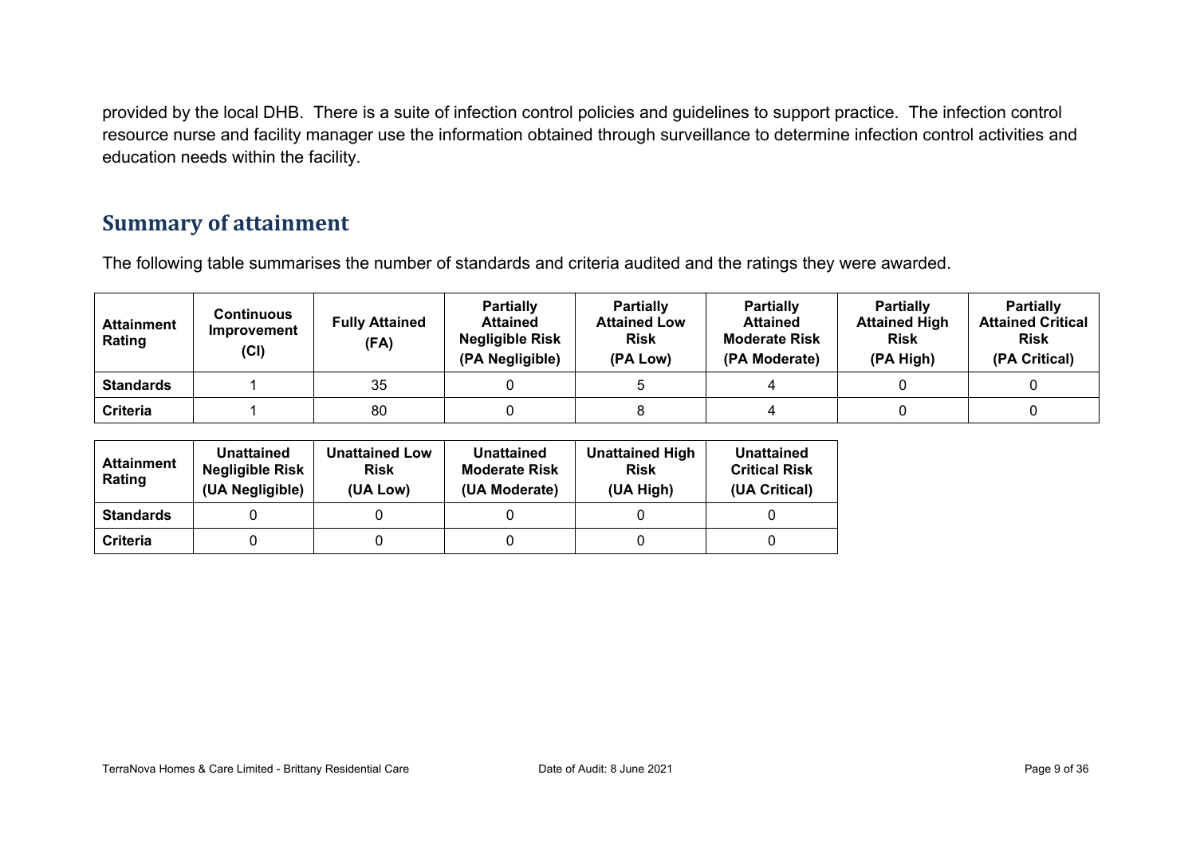provided by the local DHB. There is a suite of infection control policies and guidelines to support practice. The infection control resource nurse and facility manager use the information obtained through surveillance to determine infection control activities and education needs within the facility.

## Summary of attainment

The following table summarises the number of standards and criteria audited and the ratings they were awarded.

| Attainment Rating | Continuous Improvement (CI) | Fully Attained (FA) | Partially Attained Negligible Risk (PA Negligible) | Partially Attained Low Risk (PA Low) | Partially Attained Moderate Risk (PA Moderate) | Partially Attained High Risk (PA High) | Partially Attained Critical Risk (PA Critical) |
|---|---|---|---|---|---|---|---|
| **Standards** | 1 | 35 | 0 | 5 | 4 | 0 | 0 |
| **Criteria** | 1 | 80 | 0 | 8 | 4 | 0 | 0 |

| Attainment Rating | Unattained Negligible Risk (UA Negligible) | Unattained Low Risk (UA Low) | Unattained Moderate Risk (UA Moderate) | Unattained High Risk (UA High) | Unattained Critical Risk (UA Critical) |
|---|---|---|---|---|---|
| **Standards** | 0 | 0 | 0 | 0 | 0 |
| **Criteria** | 0 | 0 | 0 | 0 | 0 |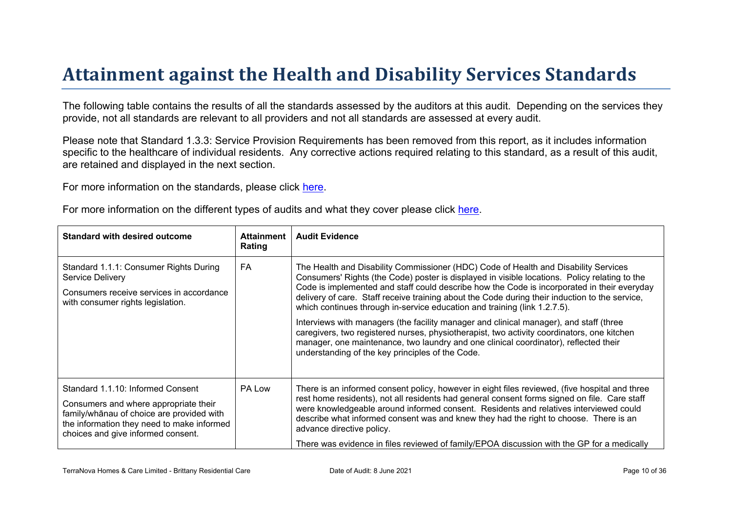# Attainment against the Health and Disability Services Standards

The following table contains the results of all the standards assessed by the auditors at this audit. Depending on the services they provide, not all standards are relevant to all providers and not all standards are assessed at every audit.

Please note that Standard 1.3.3: Service Provision Requirements has been removed from this report, as it includes information specific to the healthcare of individual residents. Any corrective actions required relating to this standard, as a result of this audit, are retained and displayed in the next section.

For more information on the standards, please click here.

For more information on the different types of audits and what they cover please click here.

| Standard with desired outcome | Attainment Rating | Audit Evidence |
|---|---|---|
| Standard 1.1.1: Consumer Rights During Service Delivery<br><br>Consumers receive services in accordance with consumer rights legislation. | FA | The Health and Disability Commissioner (HDC) Code of Health and Disability Services Consumers' Rights (the Code) poster is displayed in visible locations. Policy relating to the Code is implemented and staff could describe how the Code is incorporated in their everyday delivery of care. Staff receive training about the Code during their induction to the service, which continues through in-service education and training (link 1.2.7.5).<br><br>Interviews with managers (the facility manager and clinical manager), and staff (three caregivers, two registered nurses, physiotherapist, two activity coordinators, one kitchen manager, one maintenance, two laundry and one clinical coordinator), reflected their understanding of the key principles of the Code. |
| Standard 1.1.10: Informed Consent<br><br>Consumers and where appropriate their family/whānau of choice are provided with the information they need to make informed choices and give informed consent. | PA Low | There is an informed consent policy, however in eight files reviewed, (five hospital and three rest home residents), not all residents had general consent forms signed on file. Care staff were knowledgeable around informed consent. Residents and relatives interviewed could describe what informed consent was and knew they had the right to choose. There is an advance directive policy.<br><br>There was evidence in files reviewed of family/EPOA discussion with the GP for a medically |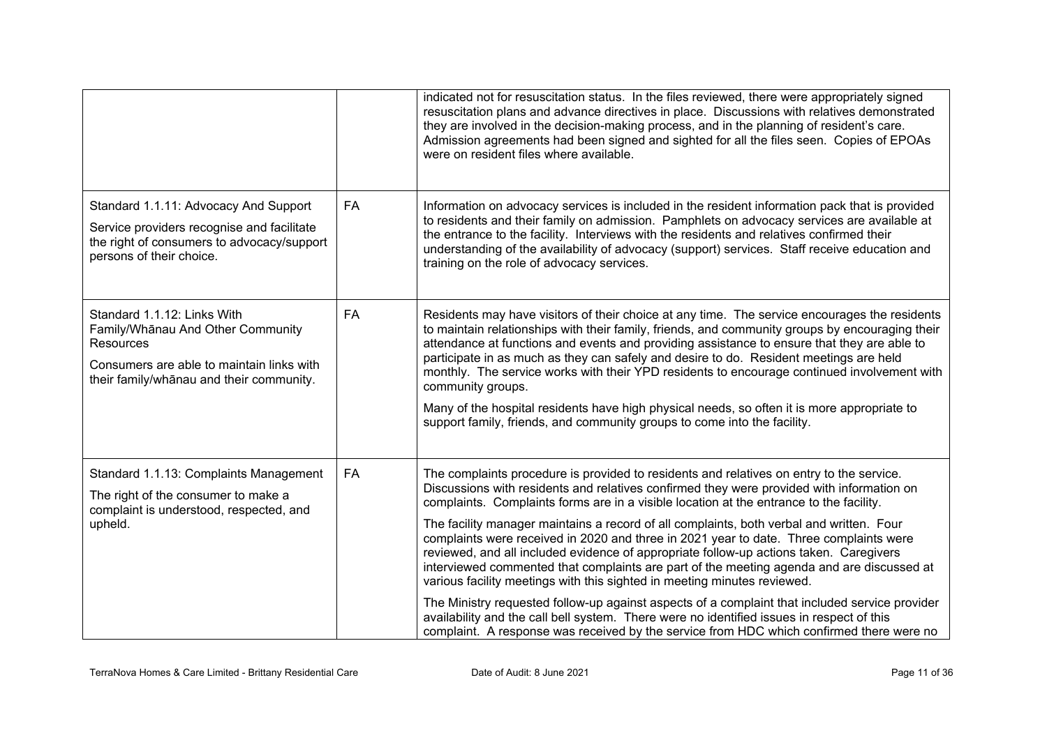| | | |
|---|---|---|
| | | indicated not for resuscitation status. In the files reviewed, there were appropriately signed resuscitation plans and advance directives in place. Discussions with relatives demonstrated they are involved in the decision-making process, and in the planning of resident's care. Admission agreements had been signed and sighted for all the files seen. Copies of EPOAs were on resident files where available. |
| Standard 1.1.11: Advocacy And Support<br><br>Service providers recognise and facilitate the right of consumers to advocacy/support persons of their choice. | FA | Information on advocacy services is included in the resident information pack that is provided to residents and their family on admission. Pamphlets on advocacy services are available at the entrance to the facility. Interviews with the residents and relatives confirmed their understanding of the availability of advocacy (support) services. Staff receive education and training on the role of advocacy services. |
| Standard 1.1.12: Links With Family/Whānau And Other Community Resources<br><br>Consumers are able to maintain links with their family/whānau and their community. | FA | Residents may have visitors of their choice at any time. The service encourages the residents to maintain relationships with their family, friends, and community groups by encouraging their attendance at functions and events and providing assistance to ensure that they are able to participate in as much as they can safely and desire to do. Resident meetings are held monthly. The service works with their YPD residents to encourage continued involvement with community groups.<br><br>Many of the hospital residents have high physical needs, so often it is more appropriate to support family, friends, and community groups to come into the facility. |
| Standard 1.1.13: Complaints Management<br><br>The right of the consumer to make a complaint is understood, respected, and upheld. | FA | The complaints procedure is provided to residents and relatives on entry to the service. Discussions with residents and relatives confirmed they were provided with information on complaints. Complaints forms are in a visible location at the entrance to the facility.<br><br>The facility manager maintains a record of all complaints, both verbal and written. Four complaints were received in 2020 and three in 2021 year to date. Three complaints were reviewed, and all included evidence of appropriate follow-up actions taken. Caregivers interviewed commented that complaints are part of the meeting agenda and are discussed at various facility meetings with this sighted in meeting minutes reviewed.<br><br>The Ministry requested follow-up against aspects of a complaint that included service provider availability and the call bell system. There were no identified issues in respect of this complaint. A response was received by the service from HDC which confirmed there were no |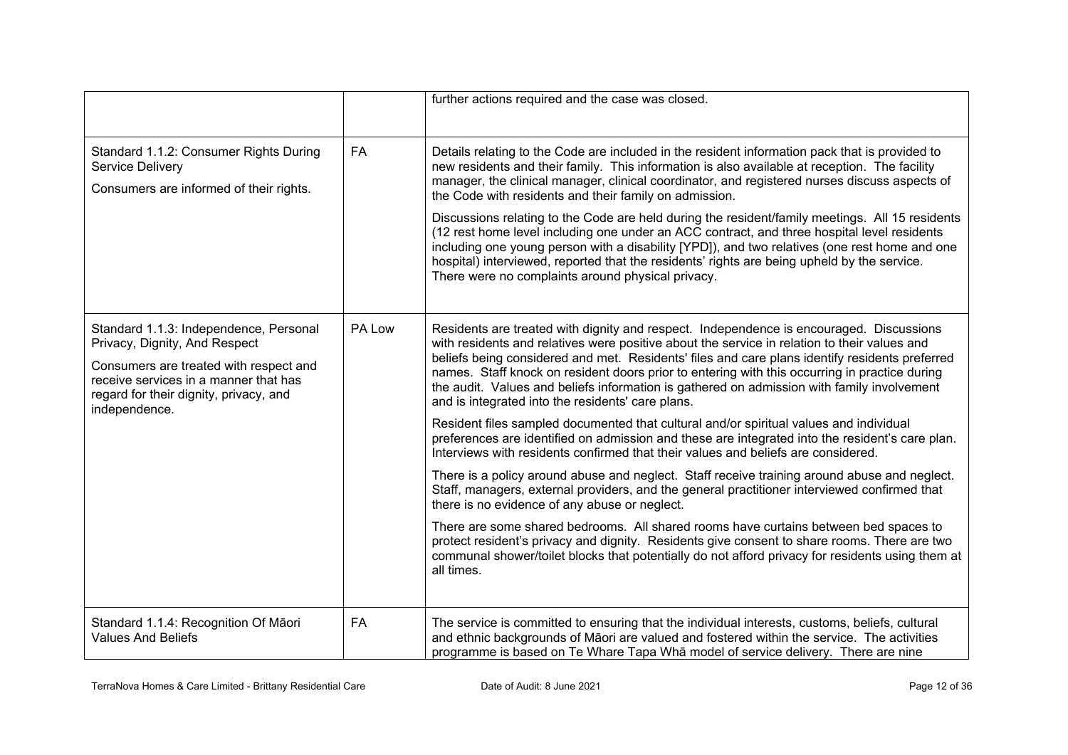| | | |
|---|---|---|
| | | further actions required and the case was closed. |
| Standard 1.1.2: Consumer Rights During Service Delivery<br><br>Consumers are informed of their rights. | FA | Details relating to the Code are included in the resident information pack that is provided to new residents and their family. This information is also available at reception. The facility manager, the clinical manager, clinical coordinator, and registered nurses discuss aspects of the Code with residents and their family on admission.<br><br>Discussions relating to the Code are held during the resident/family meetings. All 15 residents (12 rest home level including one under an ACC contract, and three hospital level residents including one young person with a disability [YPD]), and two relatives (one rest home and one hospital) interviewed, reported that the residents' rights are being upheld by the service. There were no complaints around physical privacy. |
| Standard 1.1.3: Independence, Personal Privacy, Dignity, And Respect<br><br>Consumers are treated with respect and receive services in a manner that has regard for their dignity, privacy, and independence. | PA Low | Residents are treated with dignity and respect. Independence is encouraged. Discussions with residents and relatives were positive about the service in relation to their values and beliefs being considered and met. Residents' files and care plans identify residents preferred names. Staff knock on resident doors prior to entering with this occurring in practice during the audit. Values and beliefs information is gathered on admission with family involvement and is integrated into the residents' care plans.<br><br>Resident files sampled documented that cultural and/or spiritual values and individual preferences are identified on admission and these are integrated into the resident's care plan. Interviews with residents confirmed that their values and beliefs are considered.<br><br>There is a policy around abuse and neglect. Staff receive training around abuse and neglect. Staff, managers, external providers, and the general practitioner interviewed confirmed that there is no evidence of any abuse or neglect.<br><br>There are some shared bedrooms. All shared rooms have curtains between bed spaces to protect resident's privacy and dignity. Residents give consent to share rooms. There are two communal shower/toilet blocks that potentially do not afford privacy for residents using them at all times. |
| Standard 1.1.4: Recognition Of Māori Values And Beliefs | FA | The service is committed to ensuring that the individual interests, customs, beliefs, cultural and ethnic backgrounds of Māori are valued and fostered within the service. The activities programme is based on Te Whare Tapa Whā model of service delivery. There are nine |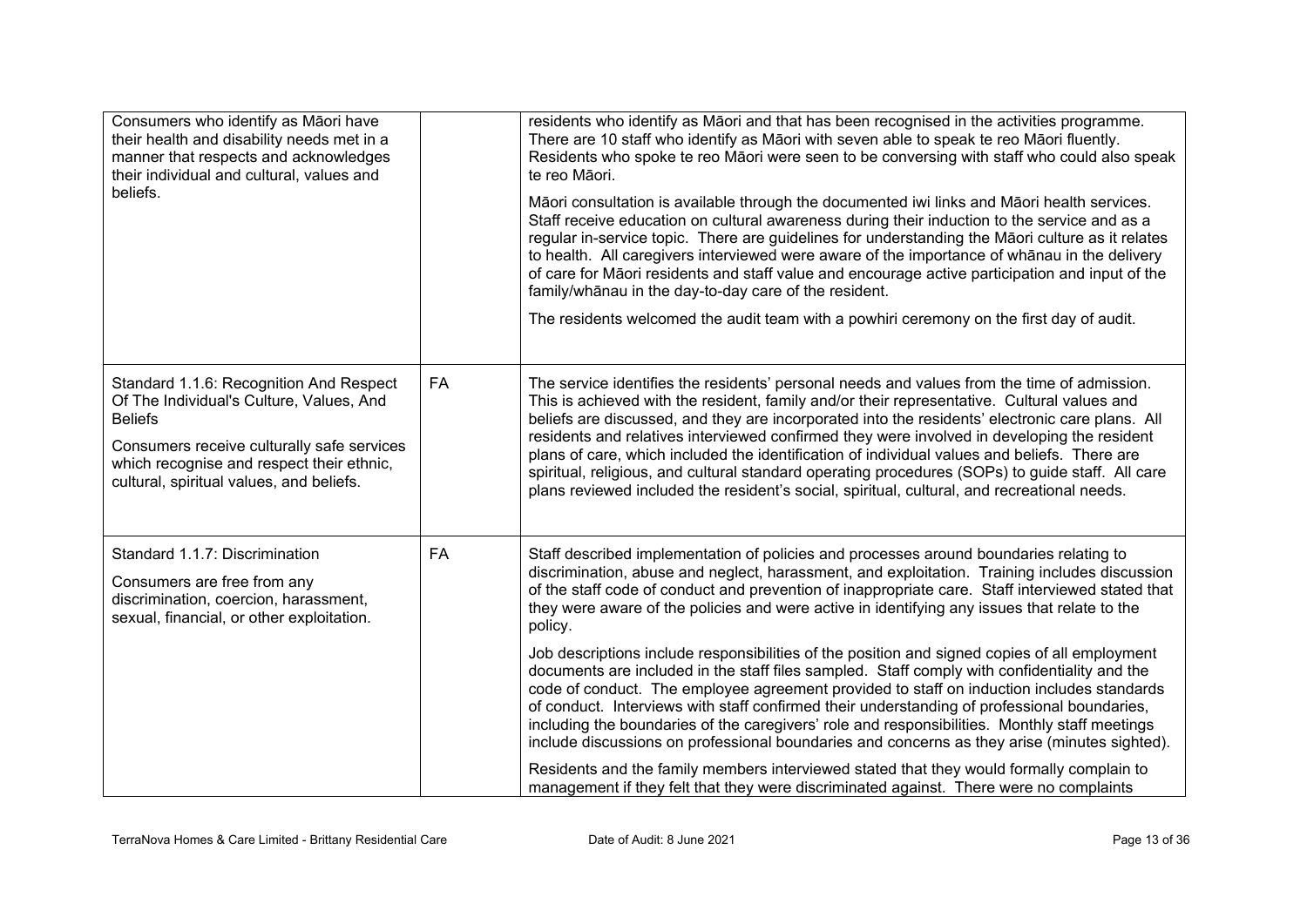| | | |
|---|---|---|
| Consumers who identify as Māori have their health and disability needs met in a manner that respects and acknowledges their individual and cultural, values and beliefs. | | residents who identify as Māori and that has been recognised in the activities programme. There are 10 staff who identify as Māori with seven able to speak te reo Māori fluently. Residents who spoke te reo Māori were seen to be conversing with staff who could also speak te reo Māori.<br><br>Māori consultation is available through the documented iwi links and Māori health services. Staff receive education on cultural awareness during their induction to the service and as a regular in-service topic. There are guidelines for understanding the Māori culture as it relates to health. All caregivers interviewed were aware of the importance of whānau in the delivery of care for Māori residents and staff value and encourage active participation and input of the family/whānau in the day-to-day care of the resident.<br><br>The residents welcomed the audit team with a powhiri ceremony on the first day of audit. |
| Standard 1.1.6: Recognition And Respect Of The Individual's Culture, Values, And Beliefs<br><br>Consumers receive culturally safe services which recognise and respect their ethnic, cultural, spiritual values, and beliefs. | FA | The service identifies the residents' personal needs and values from the time of admission. This is achieved with the resident, family and/or their representative. Cultural values and beliefs are discussed, and they are incorporated into the residents' electronic care plans. All residents and relatives interviewed confirmed they were involved in developing the resident plans of care, which included the identification of individual values and beliefs. There are spiritual, religious, and cultural standard operating procedures (SOPs) to guide staff. All care plans reviewed included the resident's social, spiritual, cultural, and recreational needs. |
| Standard 1.1.7: Discrimination<br><br>Consumers are free from any discrimination, coercion, harassment, sexual, financial, or other exploitation. | FA | Staff described implementation of policies and processes around boundaries relating to discrimination, abuse and neglect, harassment, and exploitation. Training includes discussion of the staff code of conduct and prevention of inappropriate care. Staff interviewed stated that they were aware of the policies and were active in identifying any issues that relate to the policy.<br><br>Job descriptions include responsibilities of the position and signed copies of all employment documents are included in the staff files sampled. Staff comply with confidentiality and the code of conduct. The employee agreement provided to staff on induction includes standards of conduct. Interviews with staff confirmed their understanding of professional boundaries, including the boundaries of the caregivers' role and responsibilities. Monthly staff meetings include discussions on professional boundaries and concerns as they arise (minutes sighted).<br><br>Residents and the family members interviewed stated that they would formally complain to management if they felt that they were discriminated against. There were no complaints |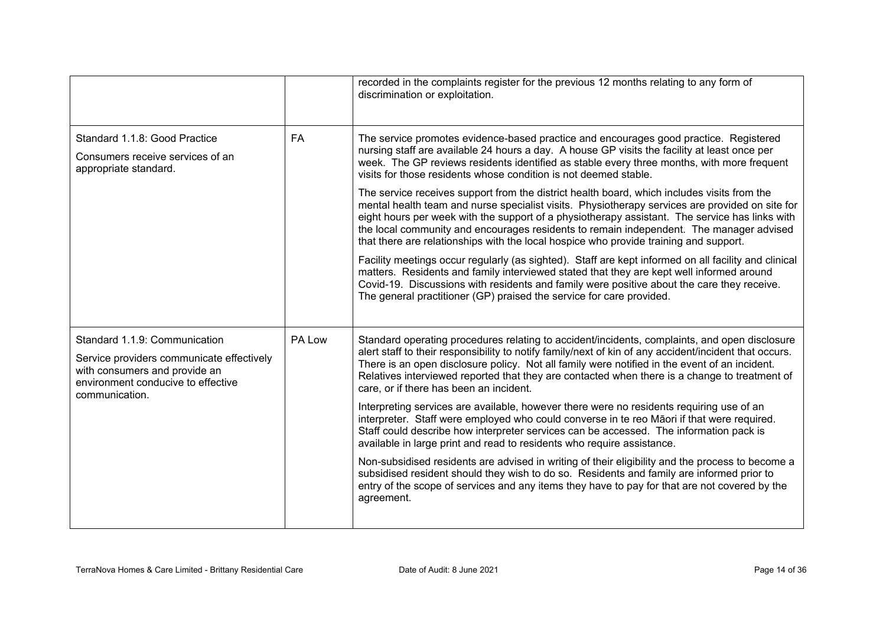| | | |
|---|---|---|
| | | recorded in the complaints register for the previous 12 months relating to any form of discrimination or exploitation. |
| Standard 1.1.8: Good Practice<br><br>Consumers receive services of an appropriate standard. | FA | The service promotes evidence-based practice and encourages good practice. Registered nursing staff are available 24 hours a day. A house GP visits the facility at least once per week. The GP reviews residents identified as stable every three months, with more frequent visits for those residents whose condition is not deemed stable.<br><br>The service receives support from the district health board, which includes visits from the mental health team and nurse specialist visits. Physiotherapy services are provided on site for eight hours per week with the support of a physiotherapy assistant. The service has links with the local community and encourages residents to remain independent. The manager advised that there are relationships with the local hospice who provide training and support.<br><br>Facility meetings occur regularly (as sighted). Staff are kept informed on all facility and clinical matters. Residents and family interviewed stated that they are kept well informed around Covid-19. Discussions with residents and family were positive about the care they receive. The general practitioner (GP) praised the service for care provided. |
| Standard 1.1.9: Communication<br><br>Service providers communicate effectively with consumers and provide an environment conducive to effective communication. | PA Low | Standard operating procedures relating to accident/incidents, complaints, and open disclosure alert staff to their responsibility to notify family/next of kin of any accident/incident that occurs. There is an open disclosure policy. Not all family were notified in the event of an incident. Relatives interviewed reported that they are contacted when there is a change to treatment of care, or if there has been an incident.<br><br>Interpreting services are available, however there were no residents requiring use of an interpreter. Staff were employed who could converse in te reo Māori if that were required. Staff could describe how interpreter services can be accessed. The information pack is available in large print and read to residents who require assistance.<br><br>Non-subsidised residents are advised in writing of their eligibility and the process to become a subsidised resident should they wish to do so. Residents and family are informed prior to entry of the scope of services and any items they have to pay for that are not covered by the agreement. |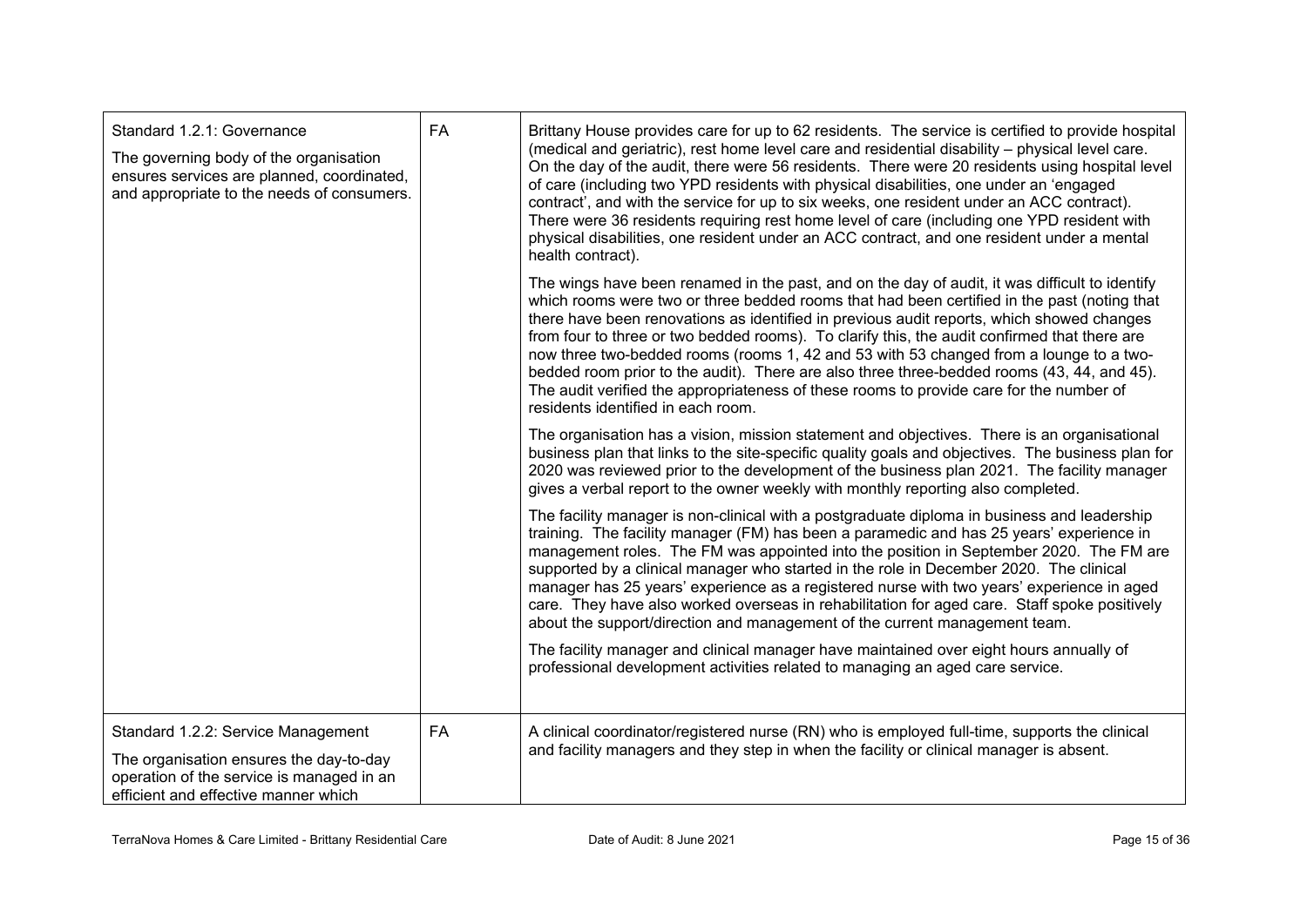| Standard | Rating | Findings |
| --- | --- | --- |
| Standard 1.2.1: Governance<br><br>The governing body of the organisation ensures services are planned, coordinated, and appropriate to the needs of consumers. | FA | Brittany House provides care for up to 62 residents. The service is certified to provide hospital (medical and geriatric), rest home level care and residential disability – physical level care. On the day of the audit, there were 56 residents. There were 20 residents using hospital level of care (including two YPD residents with physical disabilities, one under an 'engaged contract', and with the service for up to six weeks, one resident under an ACC contract). There were 36 residents requiring rest home level of care (including one YPD resident with physical disabilities, one resident under an ACC contract, and one resident under a mental health contract).<br><br>The wings have been renamed in the past, and on the day of audit, it was difficult to identify which rooms were two or three bedded rooms that had been certified in the past (noting that there have been renovations as identified in previous audit reports, which showed changes from four to three or two bedded rooms). To clarify this, the audit confirmed that there are now three two-bedded rooms (rooms 1, 42 and 53 with 53 changed from a lounge to a two-bedded room prior to the audit). There are also three three-bedded rooms (43, 44, and 45). The audit verified the appropriateness of these rooms to provide care for the number of residents identified in each room.<br><br>The organisation has a vision, mission statement and objectives. There is an organisational business plan that links to the site-specific quality goals and objectives. The business plan for 2020 was reviewed prior to the development of the business plan 2021. The facility manager gives a verbal report to the owner weekly with monthly reporting also completed.<br><br>The facility manager is non-clinical with a postgraduate diploma in business and leadership training. The facility manager (FM) has been a paramedic and has 25 years' experience in management roles. The FM was appointed into the position in September 2020. The FM are supported by a clinical manager who started in the role in December 2020. The clinical manager has 25 years' experience as a registered nurse with two years' experience in aged care. They have also worked overseas in rehabilitation for aged care. Staff spoke positively about the support/direction and management of the current management team.<br><br>The facility manager and clinical manager have maintained over eight hours annually of professional development activities related to managing an aged care service. |
| Standard 1.2.2: Service Management<br><br>The organisation ensures the day-to-day operation of the service is managed in an efficient and effective manner which | FA | A clinical coordinator/registered nurse (RN) who is employed full-time, supports the clinical and facility managers and they step in when the facility or clinical manager is absent. |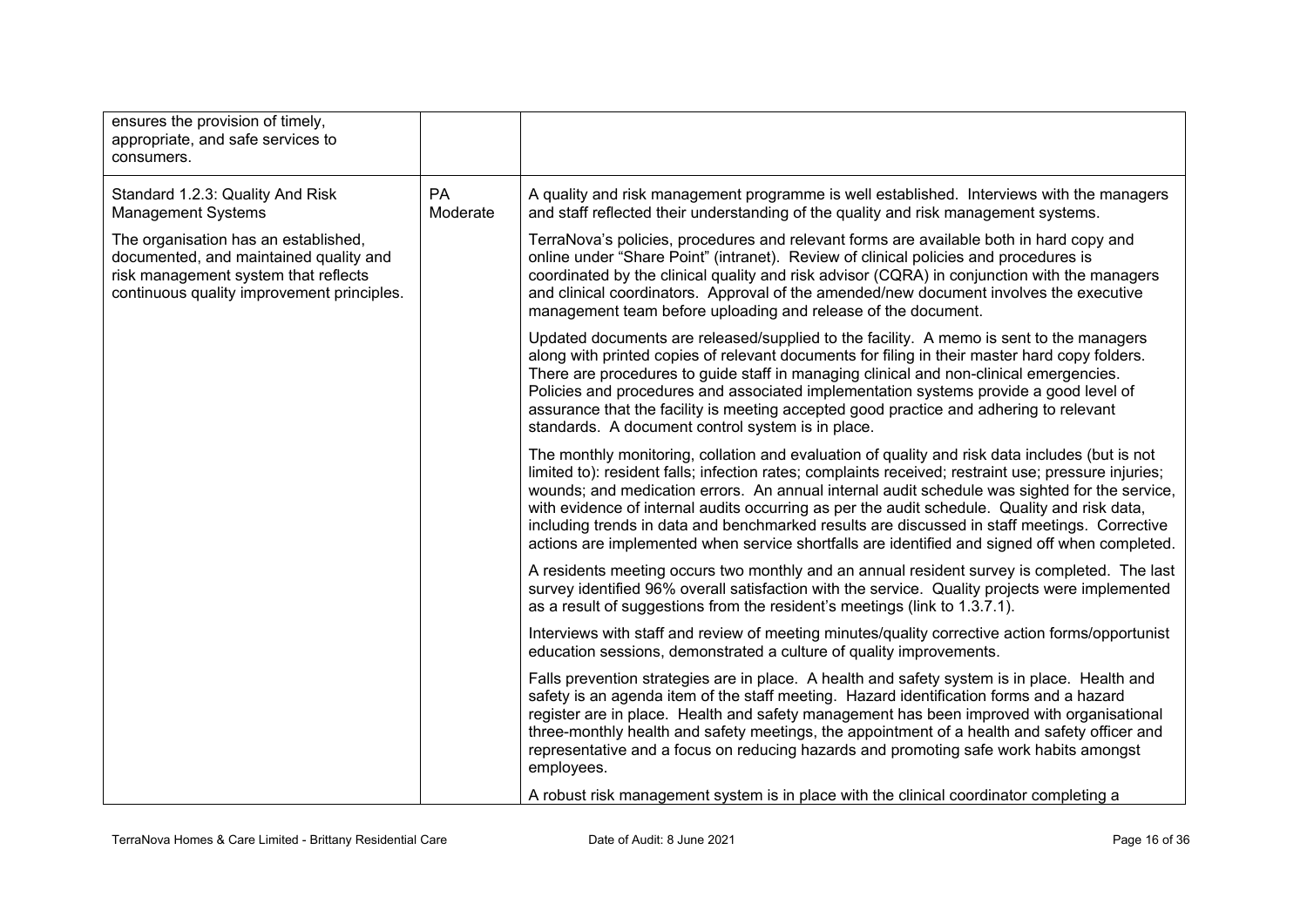| | | |
|---|---|---|
| ensures the provision of timely, appropriate, and safe services to consumers. | | |
| Standard 1.2.3: Quality And Risk Management Systems<br><br>The organisation has an established, documented, and maintained quality and risk management system that reflects continuous quality improvement principles. | PA Moderate | A quality and risk management programme is well established. Interviews with the managers and staff reflected their understanding of the quality and risk management systems.<br><br>TerraNova's policies, procedures and relevant forms are available both in hard copy and online under "Share Point" (intranet). Review of clinical policies and procedures is coordinated by the clinical quality and risk advisor (CQRA) in conjunction with the managers and clinical coordinators. Approval of the amended/new document involves the executive management team before uploading and release of the document.<br><br>Updated documents are released/supplied to the facility. A memo is sent to the managers along with printed copies of relevant documents for filing in their master hard copy folders. There are procedures to guide staff in managing clinical and non-clinical emergencies. Policies and procedures and associated implementation systems provide a good level of assurance that the facility is meeting accepted good practice and adhering to relevant standards. A document control system is in place.<br><br>The monthly monitoring, collation and evaluation of quality and risk data includes (but is not limited to): resident falls; infection rates; complaints received; restraint use; pressure injuries; wounds; and medication errors. An annual internal audit schedule was sighted for the service, with evidence of internal audits occurring as per the audit schedule. Quality and risk data, including trends in data and benchmarked results are discussed in staff meetings. Corrective actions are implemented when service shortfalls are identified and signed off when completed.<br><br>A residents meeting occurs two monthly and an annual resident survey is completed. The last survey identified 96% overall satisfaction with the service. Quality projects were implemented as a result of suggestions from the resident's meetings (link to 1.3.7.1).<br><br>Interviews with staff and review of meeting minutes/quality corrective action forms/opportunist education sessions, demonstrated a culture of quality improvements.<br><br>Falls prevention strategies are in place. A health and safety system is in place. Health and safety is an agenda item of the staff meeting. Hazard identification forms and a hazard register are in place. Health and safety management has been improved with organisational three-monthly health and safety meetings, the appointment of a health and safety officer and representative and a focus on reducing hazards and promoting safe work habits amongst employees.<br><br>A robust risk management system is in place with the clinical coordinator completing a |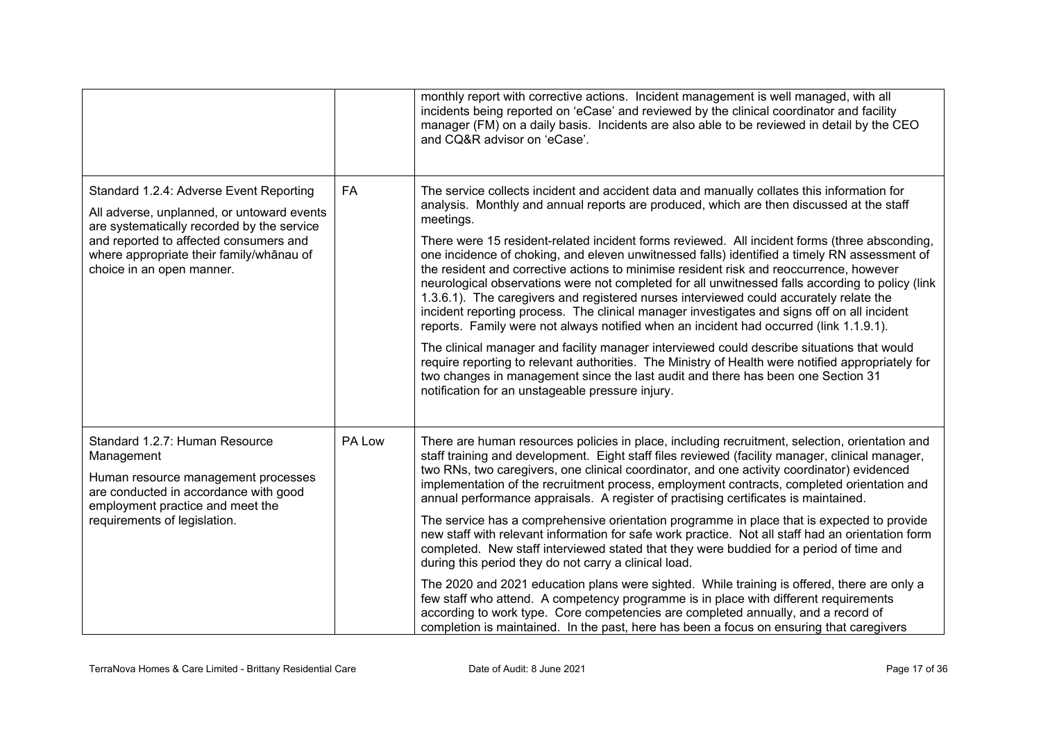| | | |
|---|---|---|
| | | monthly report with corrective actions. Incident management is well managed, with all incidents being reported on 'eCase' and reviewed by the clinical coordinator and facility manager (FM) on a daily basis. Incidents are also able to be reviewed in detail by the CEO and CQ&R advisor on 'eCase'. |
| Standard 1.2.4: Adverse Event Reporting<br><br>All adverse, unplanned, or untoward events are systematically recorded by the service and reported to affected consumers and where appropriate their family/whānau of choice in an open manner. | FA | The service collects incident and accident data and manually collates this information for analysis. Monthly and annual reports are produced, which are then discussed at the staff meetings.<br><br>There were 15 resident-related incident forms reviewed. All incident forms (three absconding, one incidence of choking, and eleven unwitnessed falls) identified a timely RN assessment of the resident and corrective actions to minimise resident risk and reoccurrence, however neurological observations were not completed for all unwitnessed falls according to policy (link 1.3.6.1). The caregivers and registered nurses interviewed could accurately relate the incident reporting process. The clinical manager investigates and signs off on all incident reports. Family were not always notified when an incident had occurred (link 1.1.9.1).<br><br>The clinical manager and facility manager interviewed could describe situations that would require reporting to relevant authorities. The Ministry of Health were notified appropriately for two changes in management since the last audit and there has been one Section 31 notification for an unstageable pressure injury. |
| Standard 1.2.7: Human Resource Management<br><br>Human resource management processes are conducted in accordance with good employment practice and meet the requirements of legislation. | PA Low | There are human resources policies in place, including recruitment, selection, orientation and staff training and development. Eight staff files reviewed (facility manager, clinical manager, two RNs, two caregivers, one clinical coordinator, and one activity coordinator) evidenced implementation of the recruitment process, employment contracts, completed orientation and annual performance appraisals. A register of practising certificates is maintained.<br><br>The service has a comprehensive orientation programme in place that is expected to provide new staff with relevant information for safe work practice. Not all staff had an orientation form completed. New staff interviewed stated that they were buddied for a period of time and during this period they do not carry a clinical load.<br><br>The 2020 and 2021 education plans were sighted. While training is offered, there are only a few staff who attend. A competency programme is in place with different requirements according to work type. Core competencies are completed annually, and a record of completion is maintained. In the past, here has been a focus on ensuring that caregivers |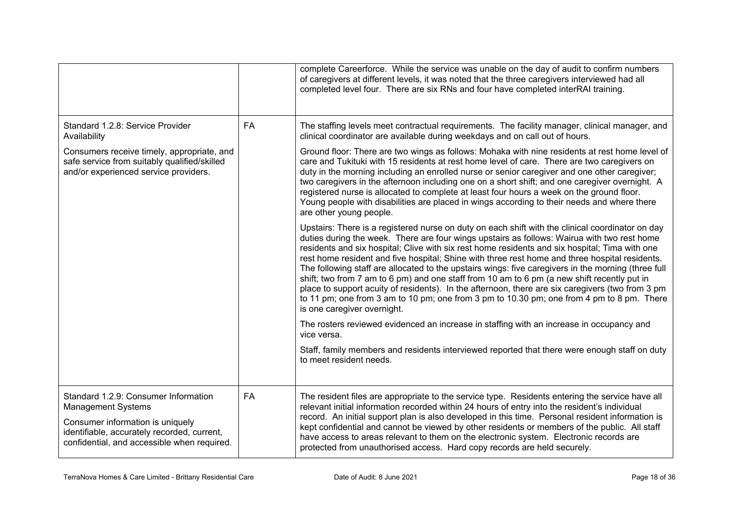|  |  |  |
|---|---|---|
|  |  | complete Careerforce. While the service was unable on the day of audit to confirm numbers of caregivers at different levels, it was noted that the three caregivers interviewed had all completed level four. There are six RNs and four have completed interRAI training. |
| Standard 1.2.8: Service Provider Availability<br><br>Consumers receive timely, appropriate, and safe service from suitably qualified/skilled and/or experienced service providers. | FA | The staffing levels meet contractual requirements. The facility manager, clinical manager, and clinical coordinator are available during weekdays and on call out of hours.<br><br>Ground floor: There are two wings as follows: Mohaka with nine residents at rest home level of care and Tukituki with 15 residents at rest home level of care. There are two caregivers on duty in the morning including an enrolled nurse or senior caregiver and one other caregiver; two caregivers in the afternoon including one on a short shift; and one caregiver overnight. A registered nurse is allocated to complete at least four hours a week on the ground floor. Young people with disabilities are placed in wings according to their needs and where there are other young people.<br><br>Upstairs: There is a registered nurse on duty on each shift with the clinical coordinator on day duties during the week. There are four wings upstairs as follows: Wairua with two rest home residents and six hospital; Clive with six rest home residents and six hospital; Tima with one rest home resident and five hospital; Shine with three rest home and three hospital residents. The following staff are allocated to the upstairs wings: five caregivers in the morning (three full shift; two from 7 am to 6 pm) and one staff from 10 am to 6 pm (a new shift recently put in place to support acuity of residents). In the afternoon, there are six caregivers (two from 3 pm to 11 pm; one from 3 am to 10 pm; one from 3 pm to 10.30 pm; one from 4 pm to 8 pm. There is one caregiver overnight.<br><br>The rosters reviewed evidenced an increase in staffing with an increase in occupancy and vice versa.<br><br>Staff, family members and residents interviewed reported that there were enough staff on duty to meet resident needs. |
| Standard 1.2.9: Consumer Information Management Systems<br><br>Consumer information is uniquely identifiable, accurately recorded, current, confidential, and accessible when required. | FA | The resident files are appropriate to the service type. Residents entering the service have all relevant initial information recorded within 24 hours of entry into the resident's individual record. An initial support plan is also developed in this time. Personal resident information is kept confidential and cannot be viewed by other residents or members of the public. All staff have access to areas relevant to them on the electronic system. Electronic records are protected from unauthorised access. Hard copy records are held securely. |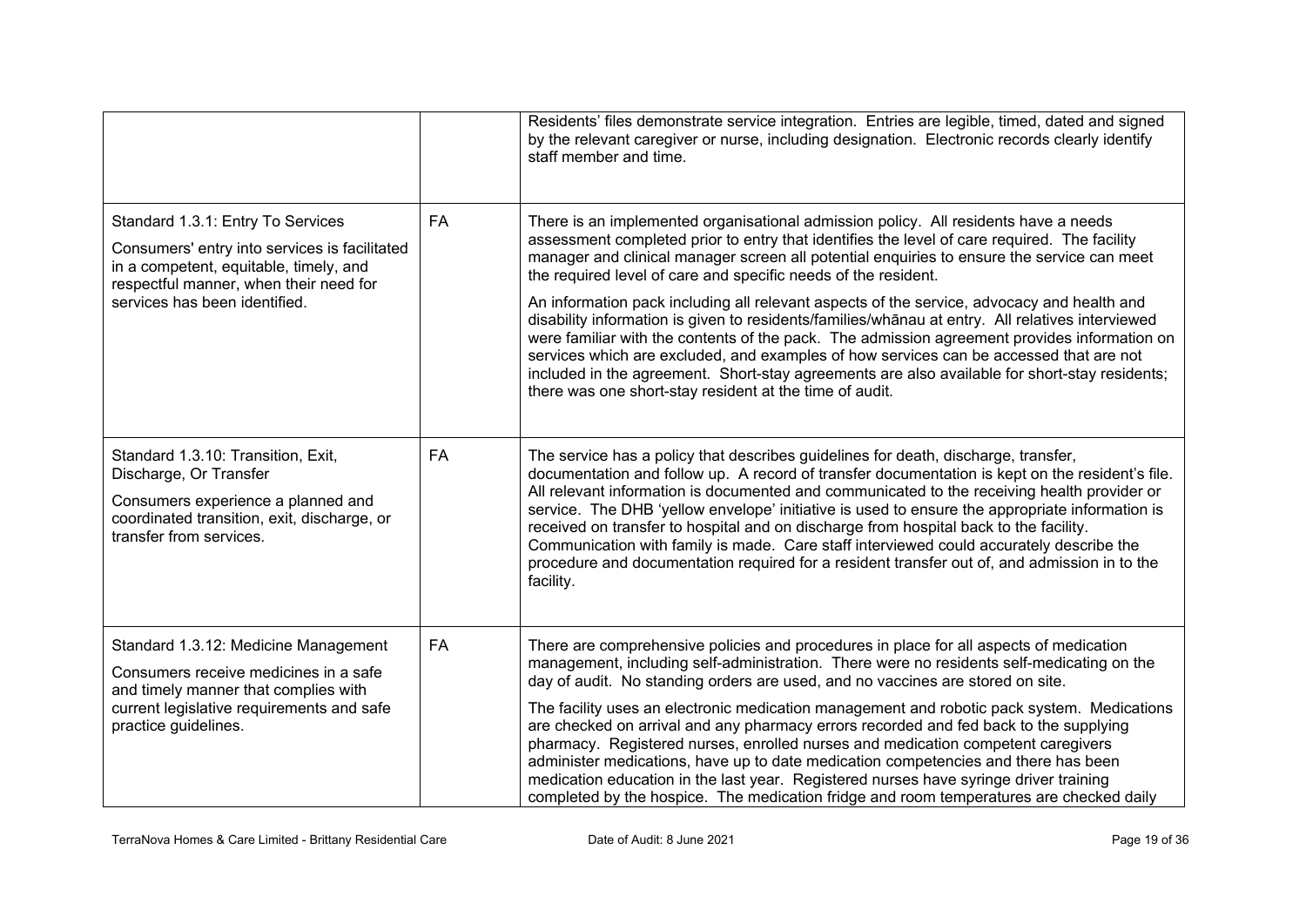| | | |
|---|---|---|
| | | Residents' files demonstrate service integration. Entries are legible, timed, dated and signed by the relevant caregiver or nurse, including designation. Electronic records clearly identify staff member and time. |
| Standard 1.3.1: Entry To Services<br><br>Consumers' entry into services is facilitated in a competent, equitable, timely, and respectful manner, when their need for services has been identified. | FA | There is an implemented organisational admission policy. All residents have a needs assessment completed prior to entry that identifies the level of care required. The facility manager and clinical manager screen all potential enquiries to ensure the service can meet the required level of care and specific needs of the resident.<br><br>An information pack including all relevant aspects of the service, advocacy and health and disability information is given to residents/families/whānau at entry. All relatives interviewed were familiar with the contents of the pack. The admission agreement provides information on services which are excluded, and examples of how services can be accessed that are not included in the agreement. Short-stay agreements are also available for short-stay residents; there was one short-stay resident at the time of audit. |
| Standard 1.3.10: Transition, Exit, Discharge, Or Transfer<br><br>Consumers experience a planned and coordinated transition, exit, discharge, or transfer from services. | FA | The service has a policy that describes guidelines for death, discharge, transfer, documentation and follow up. A record of transfer documentation is kept on the resident's file. All relevant information is documented and communicated to the receiving health provider or service. The DHB 'yellow envelope' initiative is used to ensure the appropriate information is received on transfer to hospital and on discharge from hospital back to the facility. Communication with family is made. Care staff interviewed could accurately describe the procedure and documentation required for a resident transfer out of, and admission in to the facility. |
| Standard 1.3.12: Medicine Management<br><br>Consumers receive medicines in a safe and timely manner that complies with current legislative requirements and safe practice guidelines. | FA | There are comprehensive policies and procedures in place for all aspects of medication management, including self-administration. There were no residents self-medicating on the day of audit. No standing orders are used, and no vaccines are stored on site.<br><br>The facility uses an electronic medication management and robotic pack system. Medications are checked on arrival and any pharmacy errors recorded and fed back to the supplying pharmacy. Registered nurses, enrolled nurses and medication competent caregivers administer medications, have up to date medication competencies and there has been medication education in the last year. Registered nurses have syringe driver training completed by the hospice. The medication fridge and room temperatures are checked daily |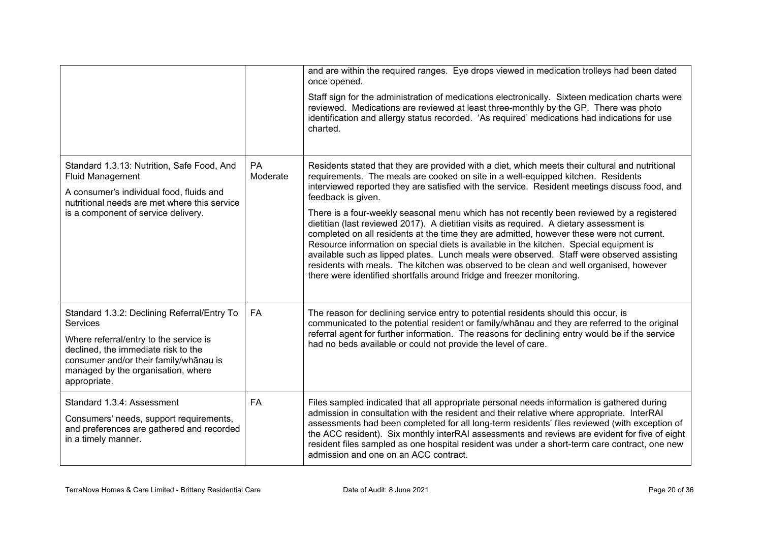| | | |
|---|---|---|
| | | and are within the required ranges. Eye drops viewed in medication trolleys had been dated once opened.<br><br>Staff sign for the administration of medications electronically. Sixteen medication charts were reviewed. Medications are reviewed at least three-monthly by the GP. There was photo identification and allergy status recorded. 'As required' medications had indications for use charted. |
| Standard 1.3.13: Nutrition, Safe Food, And Fluid Management<br><br>A consumer's individual food, fluids and nutritional needs are met where this service is a component of service delivery. | PA Moderate | Residents stated that they are provided with a diet, which meets their cultural and nutritional requirements. The meals are cooked on site in a well-equipped kitchen. Residents interviewed reported they are satisfied with the service. Resident meetings discuss food, and feedback is given.<br><br>There is a four-weekly seasonal menu which has not recently been reviewed by a registered dietitian (last reviewed 2017). A dietitian visits as required. A dietary assessment is completed on all residents at the time they are admitted, however these were not current. Resource information on special diets is available in the kitchen. Special equipment is available such as lipped plates. Lunch meals were observed. Staff were observed assisting residents with meals. The kitchen was observed to be clean and well organised, however there were identified shortfalls around fridge and freezer monitoring. |
| Standard 1.3.2: Declining Referral/Entry To Services<br><br>Where referral/entry to the service is declined, the immediate risk to the consumer and/or their family/whānau is managed by the organisation, where appropriate. | FA | The reason for declining service entry to potential residents should this occur, is communicated to the potential resident or family/whānau and they are referred to the original referral agent for further information. The reasons for declining entry would be if the service had no beds available or could not provide the level of care. |
| Standard 1.3.4: Assessment<br><br>Consumers' needs, support requirements, and preferences are gathered and recorded in a timely manner. | FA | Files sampled indicated that all appropriate personal needs information is gathered during admission in consultation with the resident and their relative where appropriate. InterRAI assessments had been completed for all long-term residents' files reviewed (with exception of the ACC resident). Six monthly interRAI assessments and reviews are evident for five of eight resident files sampled as one hospital resident was under a short-term care contract, one new admission and one on an ACC contract. |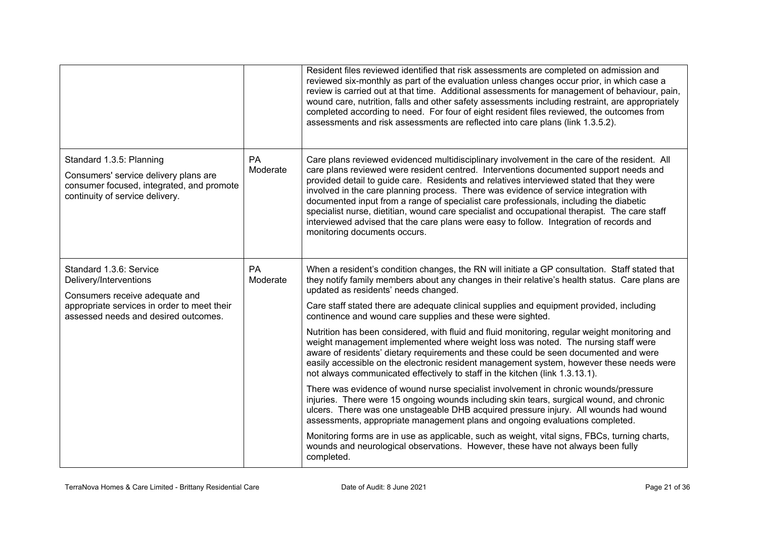| | | |
|---|---|---|
| | | Resident files reviewed identified that risk assessments are completed on admission and reviewed six-monthly as part of the evaluation unless changes occur prior, in which case a review is carried out at that time. Additional assessments for management of behaviour, pain, wound care, nutrition, falls and other safety assessments including restraint, are appropriately completed according to need. For four of eight resident files reviewed, the outcomes from assessments and risk assessments are reflected into care plans (link 1.3.5.2). |
| Standard 1.3.5: Planning<br><br>Consumers' service delivery plans are consumer focused, integrated, and promote continuity of service delivery. | PA Moderate | Care plans reviewed evidenced multidisciplinary involvement in the care of the resident. All care plans reviewed were resident centred. Interventions documented support needs and provided detail to guide care. Residents and relatives interviewed stated that they were involved in the care planning process. There was evidence of service integration with documented input from a range of specialist care professionals, including the diabetic specialist nurse, dietitian, wound care specialist and occupational therapist. The care staff interviewed advised that the care plans were easy to follow. Integration of records and monitoring documents occurs. |
| Standard 1.3.6: Service Delivery/Interventions<br><br>Consumers receive adequate and appropriate services in order to meet their assessed needs and desired outcomes. | PA Moderate | When a resident's condition changes, the RN will initiate a GP consultation. Staff stated that they notify family members about any changes in their relative's health status. Care plans are updated as residents' needs changed.<br><br>Care staff stated there are adequate clinical supplies and equipment provided, including continence and wound care supplies and these were sighted.<br><br>Nutrition has been considered, with fluid and fluid monitoring, regular weight monitoring and weight management implemented where weight loss was noted. The nursing staff were aware of residents' dietary requirements and these could be seen documented and were easily accessible on the electronic resident management system, however these needs were not always communicated effectively to staff in the kitchen (link 1.3.13.1).<br><br>There was evidence of wound nurse specialist involvement in chronic wounds/pressure injuries. There were 15 ongoing wounds including skin tears, surgical wound, and chronic ulcers. There was one unstageable DHB acquired pressure injury. All wounds had wound assessments, appropriate management plans and ongoing evaluations completed.<br><br>Monitoring forms are in use as applicable, such as weight, vital signs, FBCs, turning charts, wounds and neurological observations. However, these have not always been fully completed. |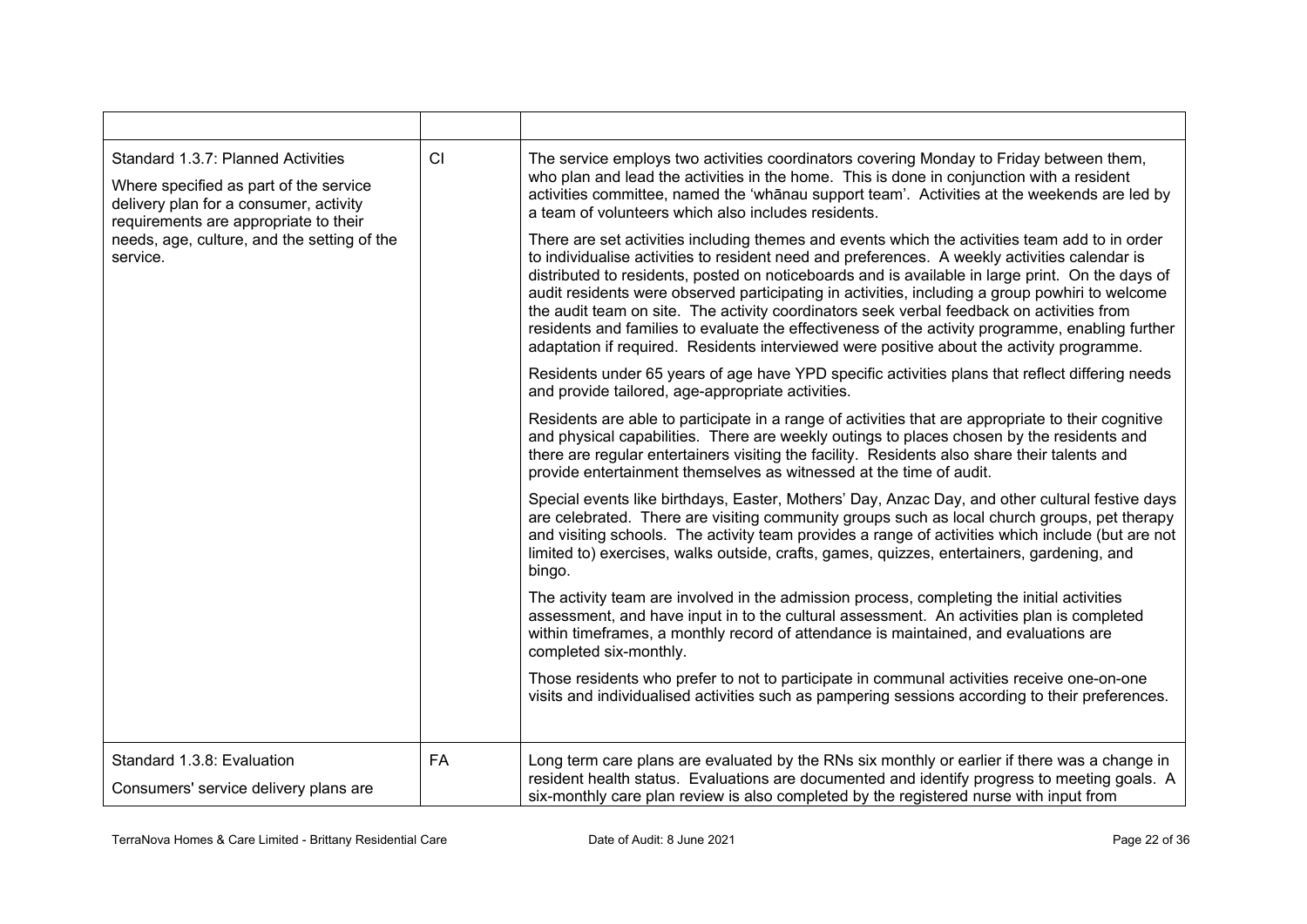| | | |
|---|---|---|
| Standard 1.3.7: Planned Activities<br><br>Where specified as part of the service delivery plan for a consumer, activity requirements are appropriate to their needs, age, culture, and the setting of the service. | CI | The service employs two activities coordinators covering Monday to Friday between them, who plan and lead the activities in the home. This is done in conjunction with a resident activities committee, named the 'whānau support team'. Activities at the weekends are led by a team of volunteers which also includes residents.<br><br>There are set activities including themes and events which the activities team add to in order to individualise activities to resident need and preferences. A weekly activities calendar is distributed to residents, posted on noticeboards and is available in large print. On the days of audit residents were observed participating in activities, including a group powhiri to welcome the audit team on site. The activity coordinators seek verbal feedback on activities from residents and families to evaluate the effectiveness of the activity programme, enabling further adaptation if required. Residents interviewed were positive about the activity programme.<br><br>Residents under 65 years of age have YPD specific activities plans that reflect differing needs and provide tailored, age-appropriate activities.<br><br>Residents are able to participate in a range of activities that are appropriate to their cognitive and physical capabilities. There are weekly outings to places chosen by the residents and there are regular entertainers visiting the facility. Residents also share their talents and provide entertainment themselves as witnessed at the time of audit.<br><br>Special events like birthdays, Easter, Mothers' Day, Anzac Day, and other cultural festive days are celebrated. There are visiting community groups such as local church groups, pet therapy and visiting schools. The activity team provides a range of activities which include (but are not limited to) exercises, walks outside, crafts, games, quizzes, entertainers, gardening, and bingo.<br><br>The activity team are involved in the admission process, completing the initial activities assessment, and have input in to the cultural assessment. An activities plan is completed within timeframes, a monthly record of attendance is maintained, and evaluations are completed six-monthly.<br><br>Those residents who prefer to not to participate in communal activities receive one-on-one visits and individualised activities such as pampering sessions according to their preferences. |
| Standard 1.3.8: Evaluation<br><br>Consumers' service delivery plans are | FA | Long term care plans are evaluated by the RNs six monthly or earlier if there was a change in resident health status. Evaluations are documented and identify progress to meeting goals. A six-monthly care plan review is also completed by the registered nurse with input from |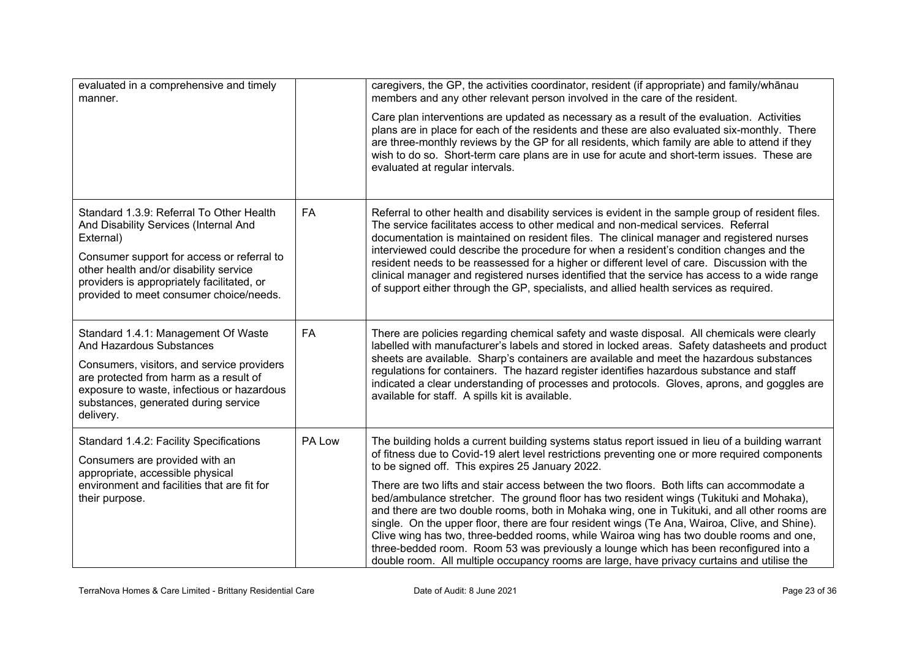| | | |
|---|---|---|
| evaluated in a comprehensive and timely manner. | | caregivers, the GP, the activities coordinator, resident (if appropriate) and family/whānau members and any other relevant person involved in the care of the resident.<br><br>Care plan interventions are updated as necessary as a result of the evaluation. Activities plans are in place for each of the residents and these are also evaluated six-monthly. There are three-monthly reviews by the GP for all residents, which family are able to attend if they wish to do so. Short-term care plans are in use for acute and short-term issues. These are evaluated at regular intervals. |
| Standard 1.3.9: Referral To Other Health And Disability Services (Internal And External)<br><br>Consumer support for access or referral to other health and/or disability service providers is appropriately facilitated, or provided to meet consumer choice/needs. | FA | Referral to other health and disability services is evident in the sample group of resident files. The service facilitates access to other medical and non-medical services. Referral documentation is maintained on resident files. The clinical manager and registered nurses interviewed could describe the procedure for when a resident's condition changes and the resident needs to be reassessed for a higher or different level of care. Discussion with the clinical manager and registered nurses identified that the service has access to a wide range of support either through the GP, specialists, and allied health services as required. |
| Standard 1.4.1: Management Of Waste And Hazardous Substances<br><br>Consumers, visitors, and service providers are protected from harm as a result of exposure to waste, infectious or hazardous substances, generated during service delivery. | FA | There are policies regarding chemical safety and waste disposal. All chemicals were clearly labelled with manufacturer's labels and stored in locked areas. Safety datasheets and product sheets are available. Sharp's containers are available and meet the hazardous substances regulations for containers. The hazard register identifies hazardous substance and staff indicated a clear understanding of processes and protocols. Gloves, aprons, and goggles are available for staff. A spills kit is available. |
| Standard 1.4.2: Facility Specifications<br><br>Consumers are provided with an appropriate, accessible physical environment and facilities that are fit for their purpose. | PA Low | The building holds a current building systems status report issued in lieu of a building warrant of fitness due to Covid-19 alert level restrictions preventing one or more required components to be signed off. This expires 25 January 2022.<br><br>There are two lifts and stair access between the two floors. Both lifts can accommodate a bed/ambulance stretcher. The ground floor has two resident wings (Tukituki and Mohaka), and there are two double rooms, both in Mohaka wing, one in Tukituki, and all other rooms are single. On the upper floor, there are four resident wings (Te Ana, Wairoa, Clive, and Shine). Clive wing has two, three-bedded rooms, while Wairoa wing has two double rooms and one, three-bedded room. Room 53 was previously a lounge which has been reconfigured into a double room. All multiple occupancy rooms are large, have privacy curtains and utilise the |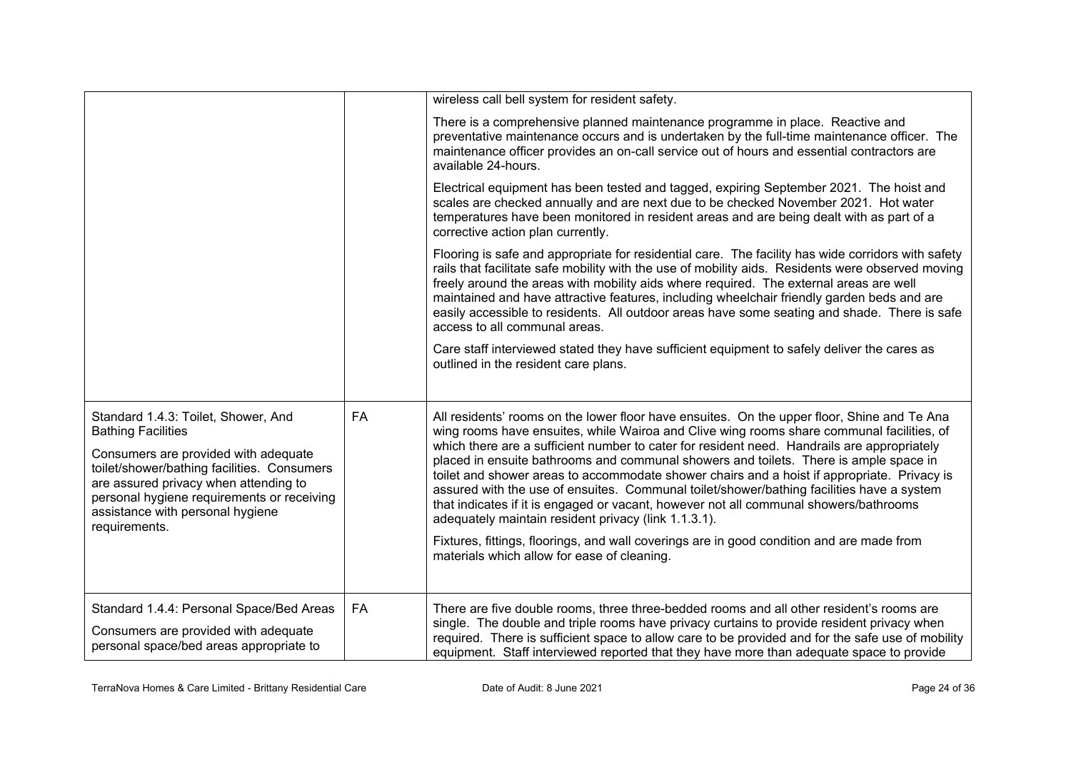| | | |
|---|---|---|
| | | wireless call bell system for resident safety.<br><br>There is a comprehensive planned maintenance programme in place. Reactive and preventative maintenance occurs and is undertaken by the full-time maintenance officer. The maintenance officer provides an on-call service out of hours and essential contractors are available 24-hours.<br><br>Electrical equipment has been tested and tagged, expiring September 2021. The hoist and scales are checked annually and are next due to be checked November 2021. Hot water temperatures have been monitored in resident areas and are being dealt with as part of a corrective action plan currently.<br><br>Flooring is safe and appropriate for residential care. The facility has wide corridors with safety rails that facilitate safe mobility with the use of mobility aids. Residents were observed moving freely around the areas with mobility aids where required. The external areas are well maintained and have attractive features, including wheelchair friendly garden beds and are easily accessible to residents. All outdoor areas have some seating and shade. There is safe access to all communal areas.<br><br>Care staff interviewed stated they have sufficient equipment to safely deliver the cares as outlined in the resident care plans. |
| Standard 1.4.3: Toilet, Shower, And Bathing Facilities<br><br>Consumers are provided with adequate toilet/shower/bathing facilities. Consumers are assured privacy when attending to personal hygiene requirements or receiving assistance with personal hygiene requirements. | FA | All residents' rooms on the lower floor have ensuites. On the upper floor, Shine and Te Ana wing rooms have ensuites, while Wairoa and Clive wing rooms share communal facilities, of which there are a sufficient number to cater for resident need. Handrails are appropriately placed in ensuite bathrooms and communal showers and toilets. There is ample space in toilet and shower areas to accommodate shower chairs and a hoist if appropriate. Privacy is assured with the use of ensuites. Communal toilet/shower/bathing facilities have a system that indicates if it is engaged or vacant, however not all communal showers/bathrooms adequately maintain resident privacy (link 1.1.3.1).<br><br>Fixtures, fittings, floorings, and wall coverings are in good condition and are made from materials which allow for ease of cleaning. |
| Standard 1.4.4: Personal Space/Bed Areas<br><br>Consumers are provided with adequate personal space/bed areas appropriate to | FA | There are five double rooms, three three-bedded rooms and all other resident's rooms are single. The double and triple rooms have privacy curtains to provide resident privacy when required. There is sufficient space to allow care to be provided and for the safe use of mobility equipment. Staff interviewed reported that they have more than adequate space to provide |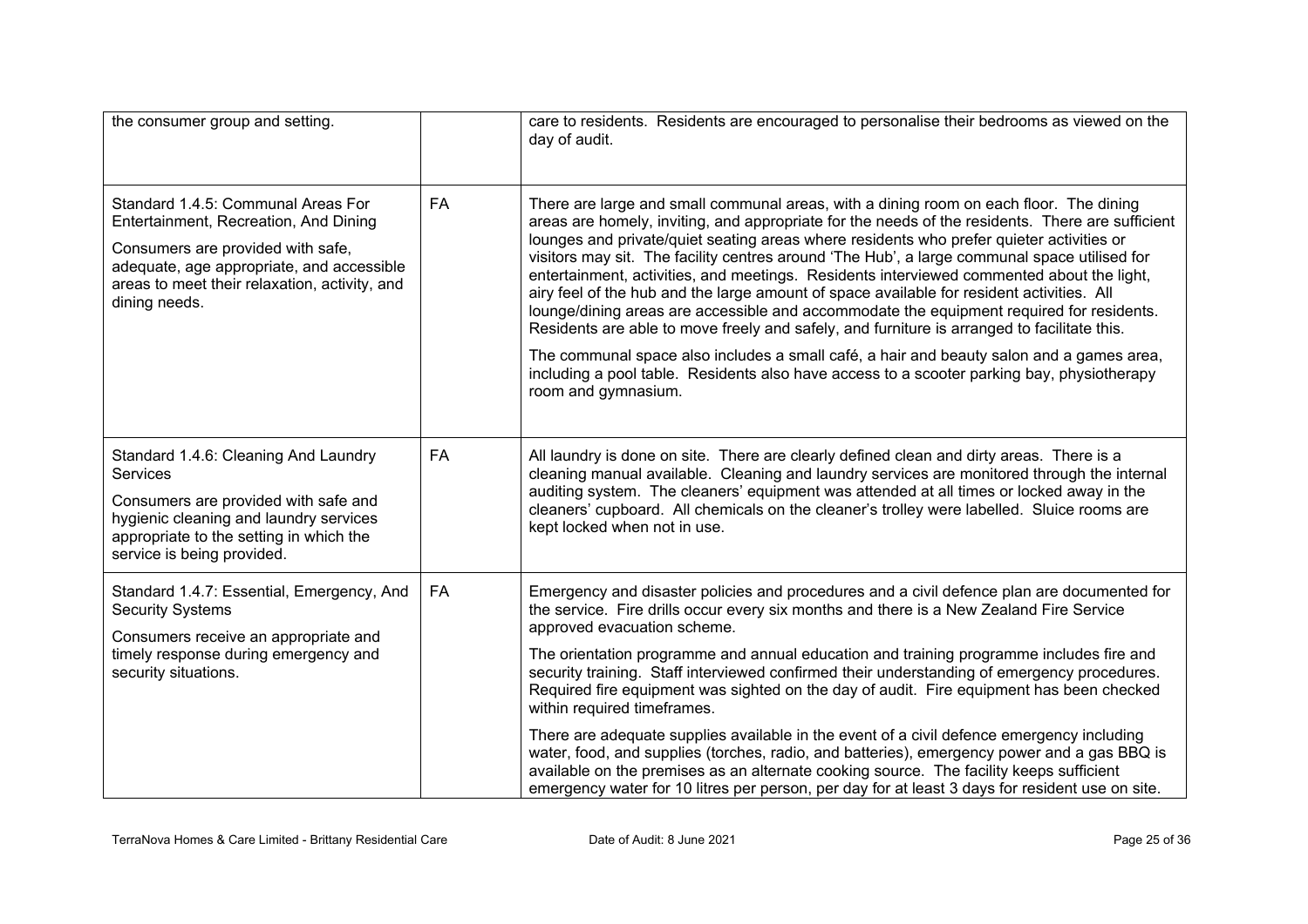| | | |
|---|---|---|
| the consumer group and setting. | | care to residents. Residents are encouraged to personalise their bedrooms as viewed on the day of audit. |
| Standard 1.4.5: Communal Areas For Entertainment, Recreation, And Dining<br><br>Consumers are provided with safe, adequate, age appropriate, and accessible areas to meet their relaxation, activity, and dining needs. | FA | There are large and small communal areas, with a dining room on each floor. The dining areas are homely, inviting, and appropriate for the needs of the residents. There are sufficient lounges and private/quiet seating areas where residents who prefer quieter activities or visitors may sit. The facility centres around 'The Hub', a large communal space utilised for entertainment, activities, and meetings. Residents interviewed commented about the light, airy feel of the hub and the large amount of space available for resident activities. All lounge/dining areas are accessible and accommodate the equipment required for residents. Residents are able to move freely and safely, and furniture is arranged to facilitate this.<br><br>The communal space also includes a small café, a hair and beauty salon and a games area, including a pool table. Residents also have access to a scooter parking bay, physiotherapy room and gymnasium. |
| Standard 1.4.6: Cleaning And Laundry Services<br><br>Consumers are provided with safe and hygienic cleaning and laundry services appropriate to the setting in which the service is being provided. | FA | All laundry is done on site. There are clearly defined clean and dirty areas. There is a cleaning manual available. Cleaning and laundry services are monitored through the internal auditing system. The cleaners' equipment was attended at all times or locked away in the cleaners' cupboard. All chemicals on the cleaner's trolley were labelled. Sluice rooms are kept locked when not in use. |
| Standard 1.4.7: Essential, Emergency, And Security Systems<br><br>Consumers receive an appropriate and timely response during emergency and security situations. | FA | Emergency and disaster policies and procedures and a civil defence plan are documented for the service. Fire drills occur every six months and there is a New Zealand Fire Service approved evacuation scheme.<br><br>The orientation programme and annual education and training programme includes fire and security training. Staff interviewed confirmed their understanding of emergency procedures. Required fire equipment was sighted on the day of audit. Fire equipment has been checked within required timeframes.<br><br>There are adequate supplies available in the event of a civil defence emergency including water, food, and supplies (torches, radio, and batteries), emergency power and a gas BBQ is available on the premises as an alternate cooking source. The facility keeps sufficient emergency water for 10 litres per person, per day for at least 3 days for resident use on site. |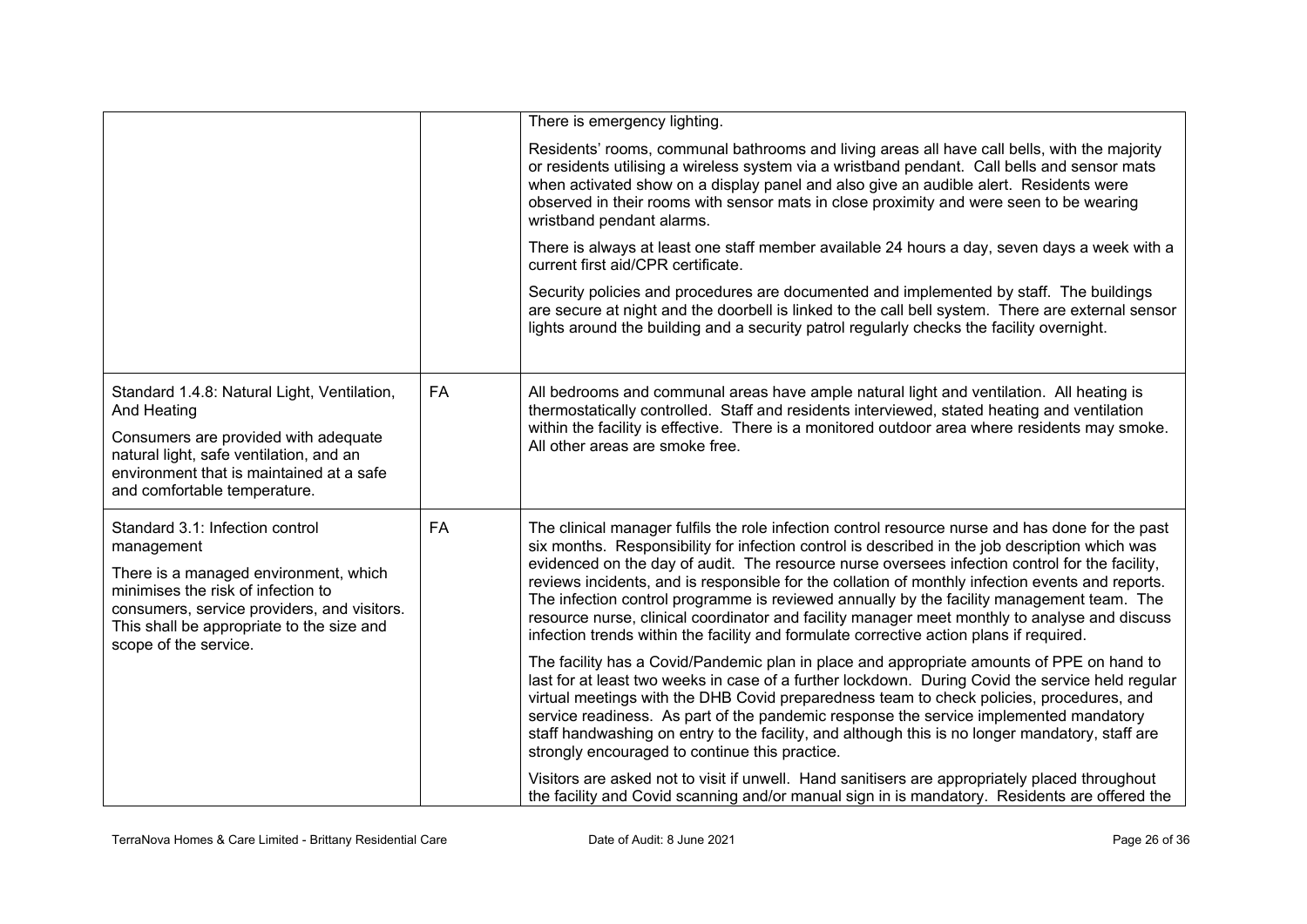| | | |
|---|---|---|
| | | There is emergency lighting.<br><br>Residents' rooms, communal bathrooms and living areas all have call bells, with the majority or residents utilising a wireless system via a wristband pendant. Call bells and sensor mats when activated show on a display panel and also give an audible alert. Residents were observed in their rooms with sensor mats in close proximity and were seen to be wearing wristband pendant alarms.<br><br>There is always at least one staff member available 24 hours a day, seven days a week with a current first aid/CPR certificate.<br><br>Security policies and procedures are documented and implemented by staff. The buildings are secure at night and the doorbell is linked to the call bell system. There are external sensor lights around the building and a security patrol regularly checks the facility overnight. |
| Standard 1.4.8: Natural Light, Ventilation, And Heating<br><br>Consumers are provided with adequate natural light, safe ventilation, and an environment that is maintained at a safe and comfortable temperature. | FA | All bedrooms and communal areas have ample natural light and ventilation. All heating is thermostatically controlled. Staff and residents interviewed, stated heating and ventilation within the facility is effective. There is a monitored outdoor area where residents may smoke. All other areas are smoke free. |
| Standard 3.1: Infection control management<br><br>There is a managed environment, which minimises the risk of infection to consumers, service providers, and visitors. This shall be appropriate to the size and scope of the service. | FA | The clinical manager fulfils the role infection control resource nurse and has done for the past six months. Responsibility for infection control is described in the job description which was evidenced on the day of audit. The resource nurse oversees infection control for the facility, reviews incidents, and is responsible for the collation of monthly infection events and reports. The infection control programme is reviewed annually by the facility management team. The resource nurse, clinical coordinator and facility manager meet monthly to analyse and discuss infection trends within the facility and formulate corrective action plans if required.<br><br>The facility has a Covid/Pandemic plan in place and appropriate amounts of PPE on hand to last for at least two weeks in case of a further lockdown. During Covid the service held regular virtual meetings with the DHB Covid preparedness team to check policies, procedures, and service readiness. As part of the pandemic response the service implemented mandatory staff handwashing on entry to the facility, and although this is no longer mandatory, staff are strongly encouraged to continue this practice.<br><br>Visitors are asked not to visit if unwell. Hand sanitisers are appropriately placed throughout the facility and Covid scanning and/or manual sign in is mandatory. Residents are offered the |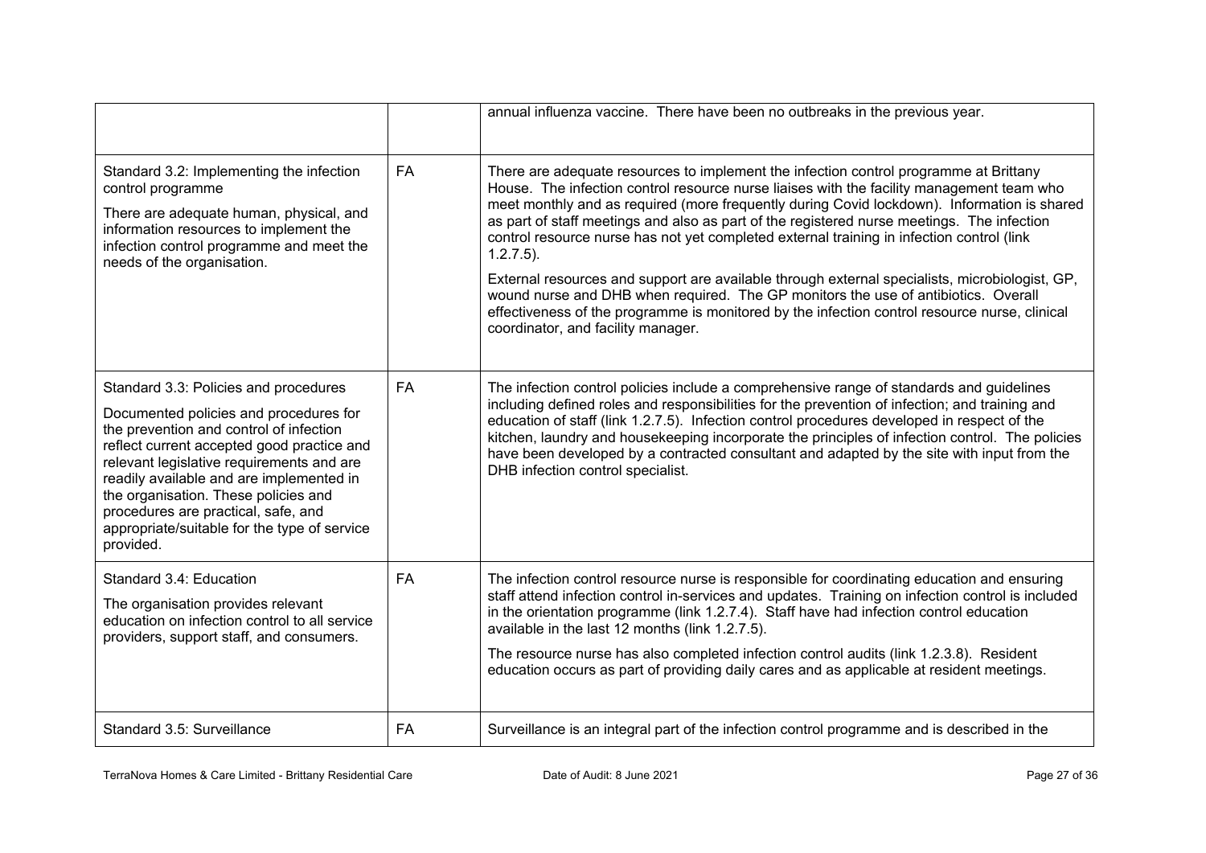| | | |
|---|---|---|
| | | annual influenza vaccine. There have been no outbreaks in the previous year. |
| Standard 3.2: Implementing the infection control programme<br><br>There are adequate human, physical, and information resources to implement the infection control programme and meet the needs of the organisation. | FA | There are adequate resources to implement the infection control programme at Brittany House. The infection control resource nurse liaises with the facility management team who meet monthly and as required (more frequently during Covid lockdown). Information is shared as part of staff meetings and also as part of the registered nurse meetings. The infection control resource nurse has not yet completed external training in infection control (link 1.2.7.5).<br><br>External resources and support are available through external specialists, microbiologist, GP, wound nurse and DHB when required. The GP monitors the use of antibiotics. Overall effectiveness of the programme is monitored by the infection control resource nurse, clinical coordinator, and facility manager. |
| Standard 3.3: Policies and procedures<br><br>Documented policies and procedures for the prevention and control of infection reflect current accepted good practice and relevant legislative requirements and are readily available and are implemented in the organisation. These policies and procedures are practical, safe, and appropriate/suitable for the type of service provided. | FA | The infection control policies include a comprehensive range of standards and guidelines including defined roles and responsibilities for the prevention of infection; and training and education of staff (link 1.2.7.5). Infection control procedures developed in respect of the kitchen, laundry and housekeeping incorporate the principles of infection control. The policies have been developed by a contracted consultant and adapted by the site with input from the DHB infection control specialist. |
| Standard 3.4: Education<br><br>The organisation provides relevant education on infection control to all service providers, support staff, and consumers. | FA | The infection control resource nurse is responsible for coordinating education and ensuring staff attend infection control in-services and updates. Training on infection control is included in the orientation programme (link 1.2.7.4). Staff have had infection control education available in the last 12 months (link 1.2.7.5).<br><br>The resource nurse has also completed infection control audits (link 1.2.3.8). Resident education occurs as part of providing daily cares and as applicable at resident meetings. |
| Standard 3.5: Surveillance | FA | Surveillance is an integral part of the infection control programme and is described in the |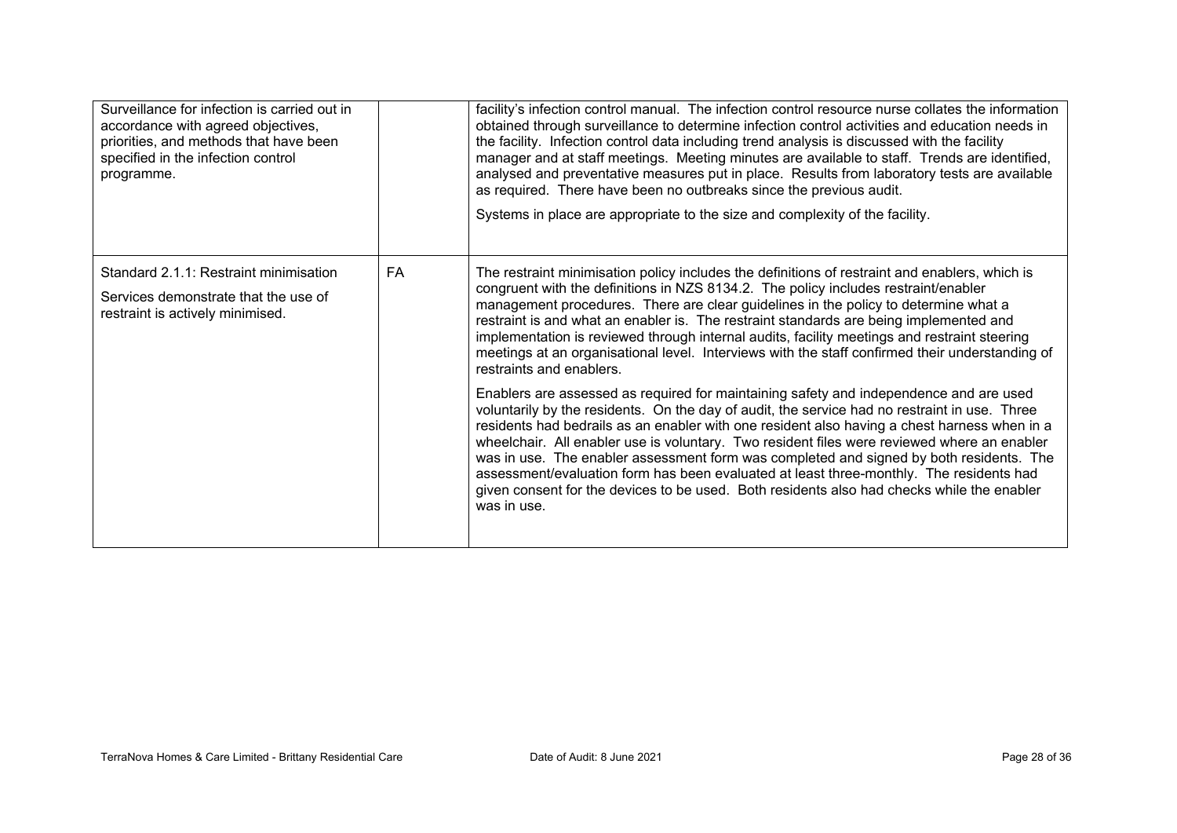| | | |
|---|---|---|
| Surveillance for infection is carried out in accordance with agreed objectives, priorities, and methods that have been specified in the infection control programme. | | facility's infection control manual. The infection control resource nurse collates the information obtained through surveillance to determine infection control activities and education needs in the facility. Infection control data including trend analysis is discussed with the facility manager and at staff meetings. Meeting minutes are available to staff. Trends are identified, analysed and preventative measures put in place. Results from laboratory tests are available as required. There have been no outbreaks since the previous audit.<br><br>Systems in place are appropriate to the size and complexity of the facility. |
| Standard 2.1.1: Restraint minimisation<br><br>Services demonstrate that the use of restraint is actively minimised. | FA | The restraint minimisation policy includes the definitions of restraint and enablers, which is congruent with the definitions in NZS 8134.2. The policy includes restraint/enabler management procedures. There are clear guidelines in the policy to determine what a restraint is and what an enabler is. The restraint standards are being implemented and implementation is reviewed through internal audits, facility meetings and restraint steering meetings at an organisational level. Interviews with the staff confirmed their understanding of restraints and enablers.<br><br>Enablers are assessed as required for maintaining safety and independence and are used voluntarily by the residents. On the day of audit, the service had no restraint in use. Three residents had bedrails as an enabler with one resident also having a chest harness when in a wheelchair. All enabler use is voluntary. Two resident files were reviewed where an enabler was in use. The enabler assessment form was completed and signed by both residents. The assessment/evaluation form has been evaluated at least three-monthly. The residents had given consent for the devices to be used. Both residents also had checks while the enabler was in use. |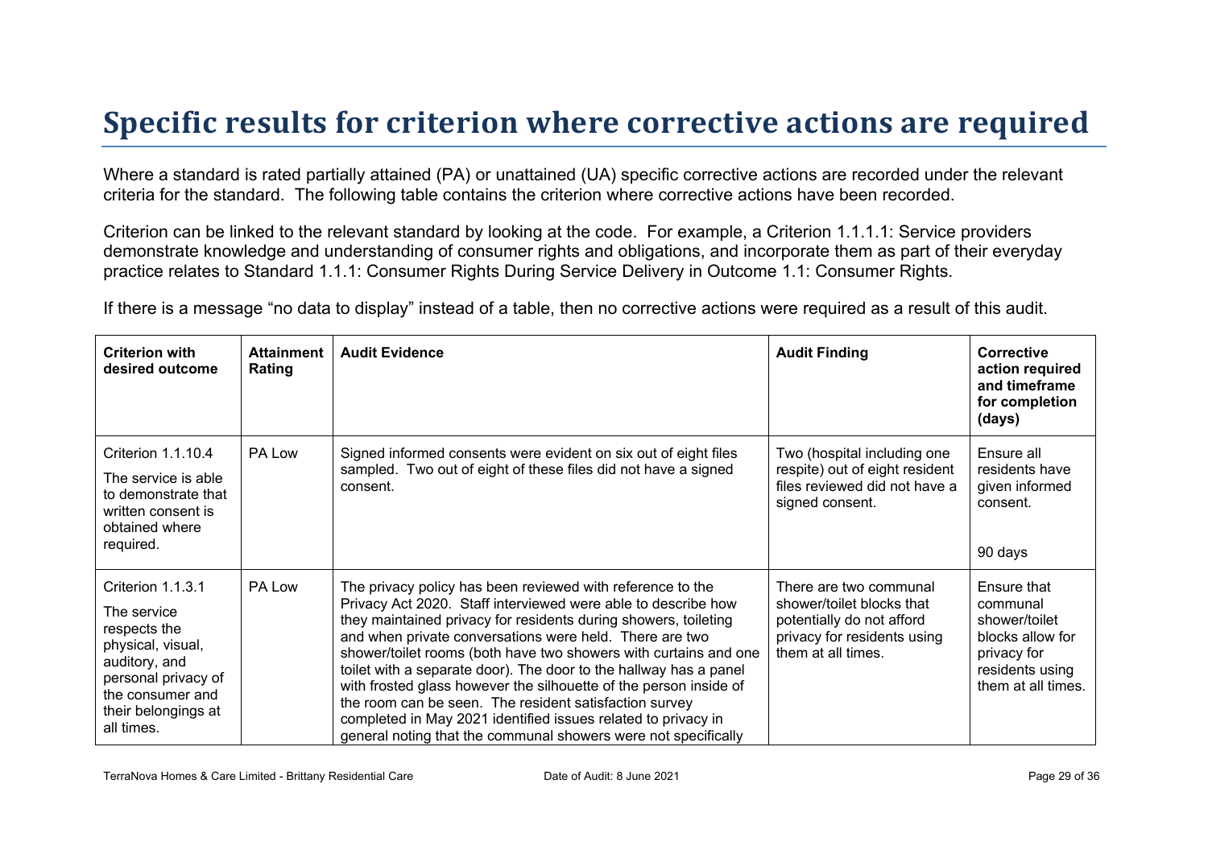# Specific results for criterion where corrective actions are required

Where a standard is rated partially attained (PA) or unattained (UA) specific corrective actions are recorded under the relevant criteria for the standard. The following table contains the criterion where corrective actions have been recorded.

Criterion can be linked to the relevant standard by looking at the code. For example, a Criterion 1.1.1.1: Service providers demonstrate knowledge and understanding of consumer rights and obligations, and incorporate them as part of their everyday practice relates to Standard 1.1.1: Consumer Rights During Service Delivery in Outcome 1.1: Consumer Rights.

If there is a message "no data to display" instead of a table, then no corrective actions were required as a result of this audit.

| Criterion with desired outcome | Attainment Rating | Audit Evidence | Audit Finding | Corrective action required and timeframe for completion (days) |
|---|---|---|---|---|
| Criterion 1.1.10.4<br><br>The service is able to demonstrate that written consent is obtained where required. | PA Low | Signed informed consents were evident on six out of eight files sampled. Two out of eight of these files did not have a signed consent. | Two (hospital including one respite) out of eight resident files reviewed did not have a signed consent. | Ensure all residents have given informed consent.<br><br>90 days |
| Criterion 1.1.3.1<br><br>The service respects the physical, visual, auditory, and personal privacy of the consumer and their belongings at all times. | PA Low | The privacy policy has been reviewed with reference to the Privacy Act 2020. Staff interviewed were able to describe how they maintained privacy for residents during showers, toileting and when private conversations were held. There are two shower/toilet rooms (both have two showers with curtains and one toilet with a separate door). The door to the hallway has a panel with frosted glass however the silhouette of the person inside of the room can be seen. The resident satisfaction survey completed in May 2021 identified issues related to privacy in general noting that the communal showers were not specifically | There are two communal shower/toilet blocks that potentially do not afford privacy for residents using them at all times. | Ensure that communal shower/toilet blocks allow for privacy for residents using them at all times. |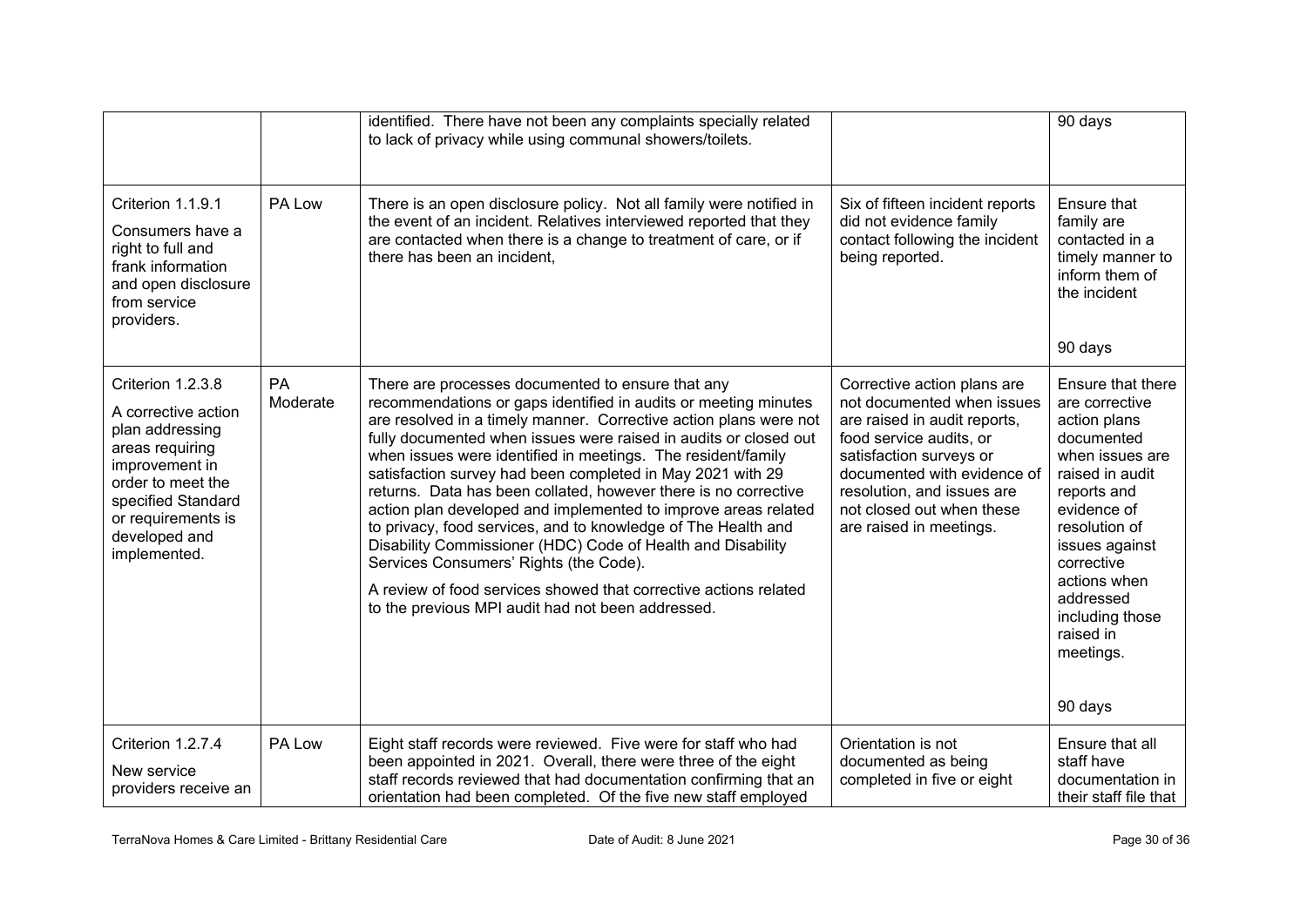| | | identified. There have not been any complaints specially related to lack of privacy while using communal showers/toilets. | | 90 days |
|---|---|---|---|---|
| Criterion 1.1.9.1<br><br>Consumers have a right to full and frank information and open disclosure from service providers. | PA Low | There is an open disclosure policy. Not all family were notified in the event of an incident. Relatives interviewed reported that they are contacted when there is a change to treatment of care, or if there has been an incident, | Six of fifteen incident reports did not evidence family contact following the incident being reported. | Ensure that family are contacted in a timely manner to inform them of the incident<br><br>90 days |
| Criterion 1.2.3.8<br><br>A corrective action plan addressing areas requiring improvement in order to meet the specified Standard or requirements is developed and implemented. | PA Moderate | There are processes documented to ensure that any recommendations or gaps identified in audits or meeting minutes are resolved in a timely manner. Corrective action plans were not fully documented when issues were raised in audits or closed out when issues were identified in meetings. The resident/family satisfaction survey had been completed in May 2021 with 29 returns. Data has been collated, however there is no corrective action plan developed and implemented to improve areas related to privacy, food services, and to knowledge of The Health and Disability Commissioner (HDC) Code of Health and Disability Services Consumers' Rights (the Code).<br><br>A review of food services showed that corrective actions related to the previous MPI audit had not been addressed. | Corrective action plans are not documented when issues are raised in audit reports, food service audits, or satisfaction surveys or documented with evidence of resolution, and issues are not closed out when these are raised in meetings. | Ensure that there are corrective action plans documented when issues are raised in audit reports and evidence of resolution of issues against corrective actions when addressed including those raised in meetings.<br><br>90 days |
| Criterion 1.2.7.4<br><br>New service providers receive an | PA Low | Eight staff records were reviewed. Five were for staff who had been appointed in 2021. Overall, there were three of the eight staff records reviewed that had documentation confirming that an orientation had been completed. Of the five new staff employed | Orientation is not documented as being completed in five or eight | Ensure that all staff have documentation in their staff file that |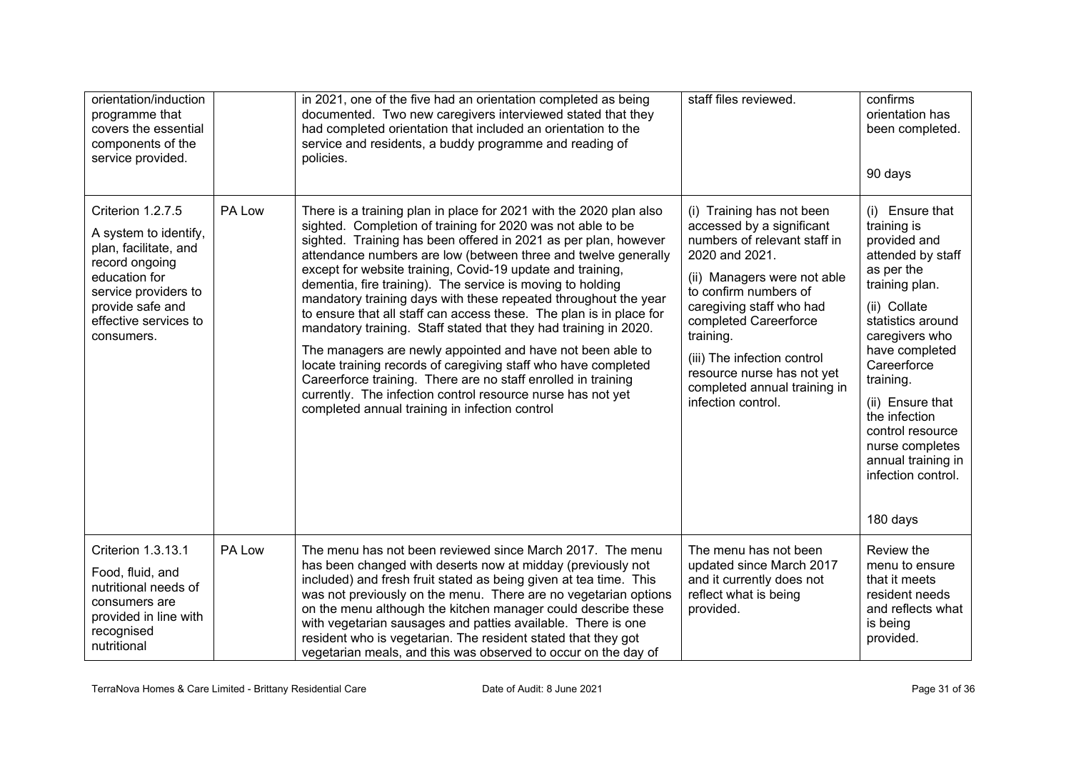| | | | | |
|---|---|---|---|---|
| orientation/induction programme that covers the essential components of the service provided. | | in 2021, one of the five had an orientation completed as being documented. Two new caregivers interviewed stated that they had completed orientation that included an orientation to the service and residents, a buddy programme and reading of policies. | staff files reviewed. | confirms orientation has been completed.<br><br>90 days |
| Criterion 1.2.7.5<br><br>A system to identify, plan, facilitate, and record ongoing education for service providers to provide safe and effective services to consumers. | PA Low | There is a training plan in place for 2021 with the 2020 plan also sighted. Completion of training for 2020 was not able to be sighted. Training has been offered in 2021 as per plan, however attendance numbers are low (between three and twelve generally except for website training, Covid-19 update and training, dementia, fire training). The service is moving to holding mandatory training days with these repeated throughout the year to ensure that all staff can access these. The plan is in place for mandatory training. Staff stated that they had training in 2020.<br><br>The managers are newly appointed and have not been able to locate training records of caregiving staff who have completed Careerforce training. There are no staff enrolled in training currently. The infection control resource nurse has not yet completed annual training in infection control | (i) Training has not been accessed by a significant numbers of relevant staff in 2020 and 2021.<br><br>(ii) Managers were not able to confirm numbers of caregiving staff who had completed Careerforce training.<br><br>(iii) The infection control resource nurse has not yet completed annual training in infection control. | (i) Ensure that training is provided and attended by staff as per the training plan.<br><br>(ii) Collate statistics around caregivers who have completed Careerforce training.<br><br>(ii) Ensure that the infection control resource nurse completes annual training in infection control.<br><br>180 days |
| Criterion 1.3.13.1<br><br>Food, fluid, and nutritional needs of consumers are provided in line with recognised nutritional | PA Low | The menu has not been reviewed since March 2017. The menu has been changed with deserts now at midday (previously not included) and fresh fruit stated as being given at tea time. This was not previously on the menu. There are no vegetarian options on the menu although the kitchen manager could describe these with vegetarian sausages and patties available. There is one resident who is vegetarian. The resident stated that they got vegetarian meals, and this was observed to occur on the day of | The menu has not been updated since March 2017 and it currently does not reflect what is being provided. | Review the menu to ensure that it meets resident needs and reflects what is being provided. |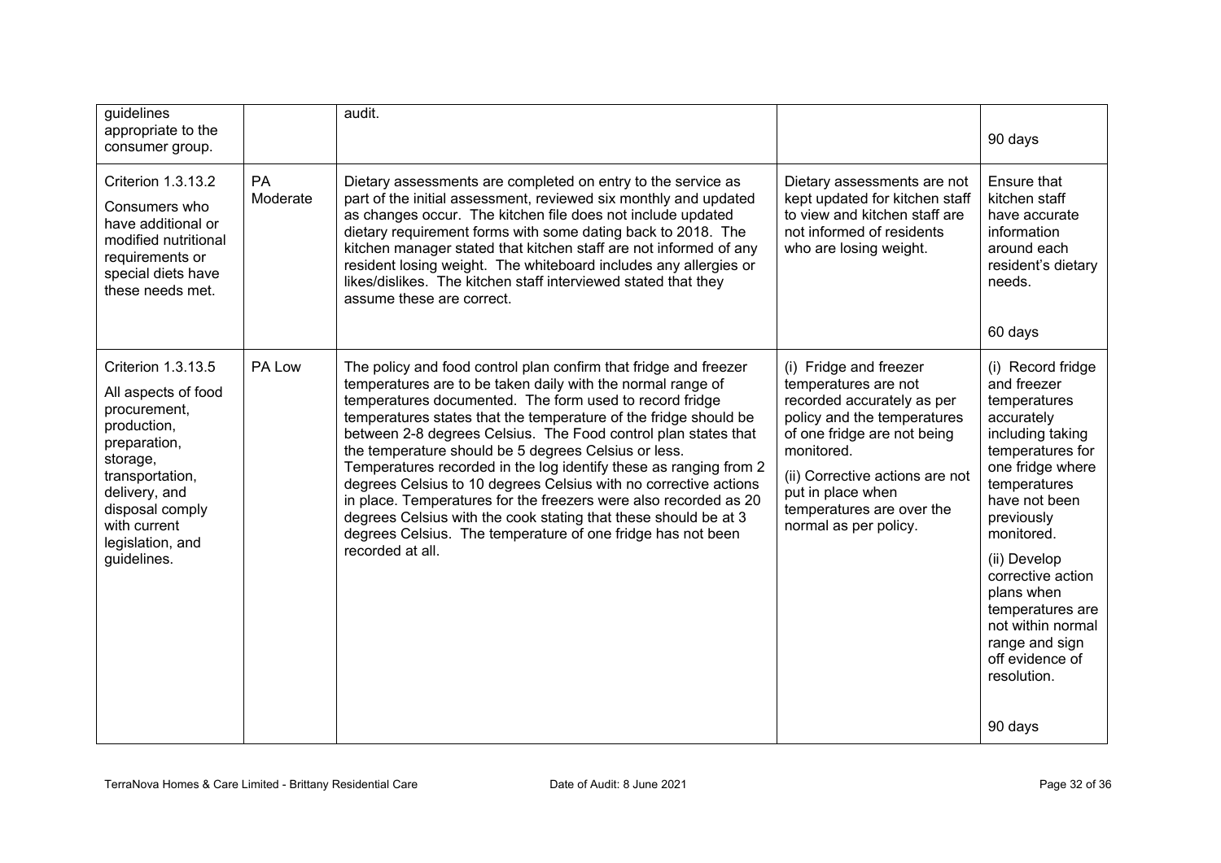| | | | | |
|---|---|---|---|---|
| guidelines appropriate to the consumer group. | | audit. | | 90 days |
| Criterion 1.3.13.2<br>Consumers who have additional or modified nutritional requirements or special diets have these needs met. | PA Moderate | Dietary assessments are completed on entry to the service as part of the initial assessment, reviewed six monthly and updated as changes occur. The kitchen file does not include updated dietary requirement forms with some dating back to 2018. The kitchen manager stated that kitchen staff are not informed of any resident losing weight. The whiteboard includes any allergies or likes/dislikes. The kitchen staff interviewed stated that they assume these are correct. | Dietary assessments are not kept updated for kitchen staff to view and kitchen staff are not informed of residents who are losing weight. | Ensure that kitchen staff have accurate information around each resident's dietary needs.<br><br>60 days |
| Criterion 1.3.13.5<br>All aspects of food procurement, production, preparation, storage, transportation, delivery, and disposal comply with current legislation, and guidelines. | PA Low | The policy and food control plan confirm that fridge and freezer temperatures are to be taken daily with the normal range of temperatures documented. The form used to record fridge temperatures states that the temperature of the fridge should be between 2-8 degrees Celsius. The Food control plan states that the temperature should be 5 degrees Celsius or less. Temperatures recorded in the log identify these as ranging from 2 degrees Celsius to 10 degrees Celsius with no corrective actions in place. Temperatures for the freezers were also recorded as 20 degrees Celsius with the cook stating that these should be at 3 degrees Celsius. The temperature of one fridge has not been recorded at all. | (i) Fridge and freezer temperatures are not recorded accurately as per policy and the temperatures of one fridge are not being monitored.<br>(ii) Corrective actions are not put in place when temperatures are over the normal as per policy. | (i) Record fridge and freezer temperatures accurately including taking temperatures for one fridge where temperatures have not been previously monitored.<br>(ii) Develop corrective action plans when temperatures are not within normal range and sign off evidence of resolution.<br><br>90 days |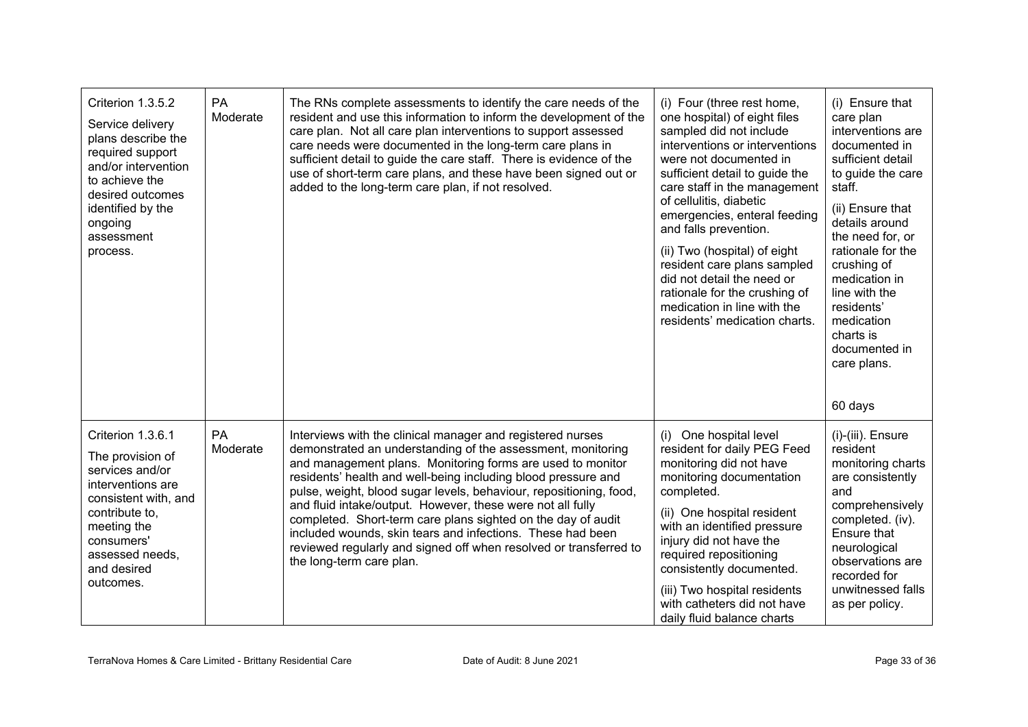| Criterion 1.3.5.2<br><br>Service delivery plans describe the required support and/or intervention to achieve the desired outcomes identified by the ongoing assessment process. | PA Moderate | The RNs complete assessments to identify the care needs of the resident and use this information to inform the development of the care plan. Not all care plan interventions to support assessed care needs were documented in the long-term care plans in sufficient detail to guide the care staff. There is evidence of the use of short-term care plans, and these have been signed out or added to the long-term care plan, if not resolved. | (i) Four (three rest home, one hospital) of eight files sampled did not include interventions or interventions were not documented in sufficient detail to guide the care staff in the management of cellulitis, diabetic emergencies, enteral feeding and falls prevention.<br><br>(ii) Two (hospital) of eight resident care plans sampled did not detail the need or rationale for the crushing of medication in line with the residents' medication charts. | (i) Ensure that care plan interventions are documented in sufficient detail to guide the care staff.<br><br>(ii) Ensure that details around the need for, or rationale for the crushing of medication in line with the residents' medication charts is documented in care plans.<br><br>60 days |
|---|---|---|---|---|
| Criterion 1.3.6.1<br><br>The provision of services and/or interventions are consistent with, and contribute to, meeting the consumers' assessed needs, and desired outcomes. | PA Moderate | Interviews with the clinical manager and registered nurses demonstrated an understanding of the assessment, monitoring and management plans. Monitoring forms are used to monitor residents' health and well-being including blood pressure and pulse, weight, blood sugar levels, behaviour, repositioning, food, and fluid intake/output. However, these were not all fully completed. Short-term care plans sighted on the day of audit included wounds, skin tears and infections. These had been reviewed regularly and signed off when resolved or transferred to the long-term care plan. | (i) One hospital level resident for daily PEG Feed monitoring did not have monitoring documentation completed.<br><br>(ii) One hospital resident with an identified pressure injury did not have the required repositioning consistently documented.<br><br>(iii) Two hospital residents with catheters did not have daily fluid balance charts | (i)-(iii). Ensure resident monitoring charts are consistently and comprehensively completed. (iv). Ensure that neurological observations are recorded for unwitnessed falls as per policy. |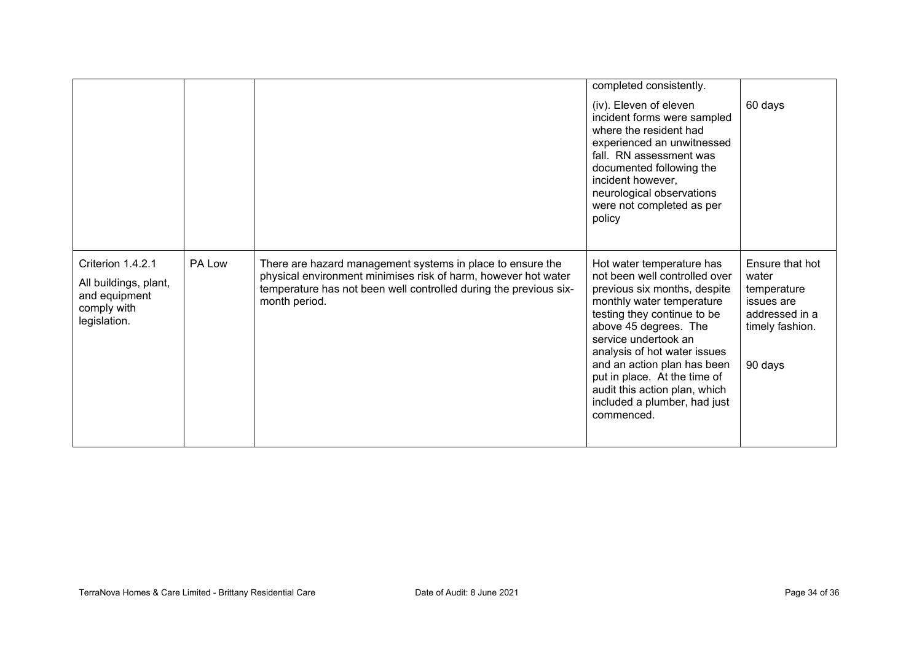| | | | | |
|---|---|---|---|---|
| | | | completed consistently.<br><br>(iv). Eleven of eleven incident forms were sampled where the resident had experienced an unwitnessed fall. RN assessment was documented following the incident however, neurological observations were not completed as per policy | <br><br>60 days |
| Criterion 1.4.2.1<br><br>All buildings, plant, and equipment comply with legislation. | PA Low | There are hazard management systems in place to ensure the physical environment minimises risk of harm, however hot water temperature has not been well controlled during the previous six-month period. | Hot water temperature has not been well controlled over previous six months, despite monthly water temperature testing they continue to be above 45 degrees. The service undertook an analysis of hot water issues and an action plan has been put in place. At the time of audit this action plan, which included a plumber, had just commenced. | Ensure that hot water temperature issues are addressed in a timely fashion.<br><br>90 days |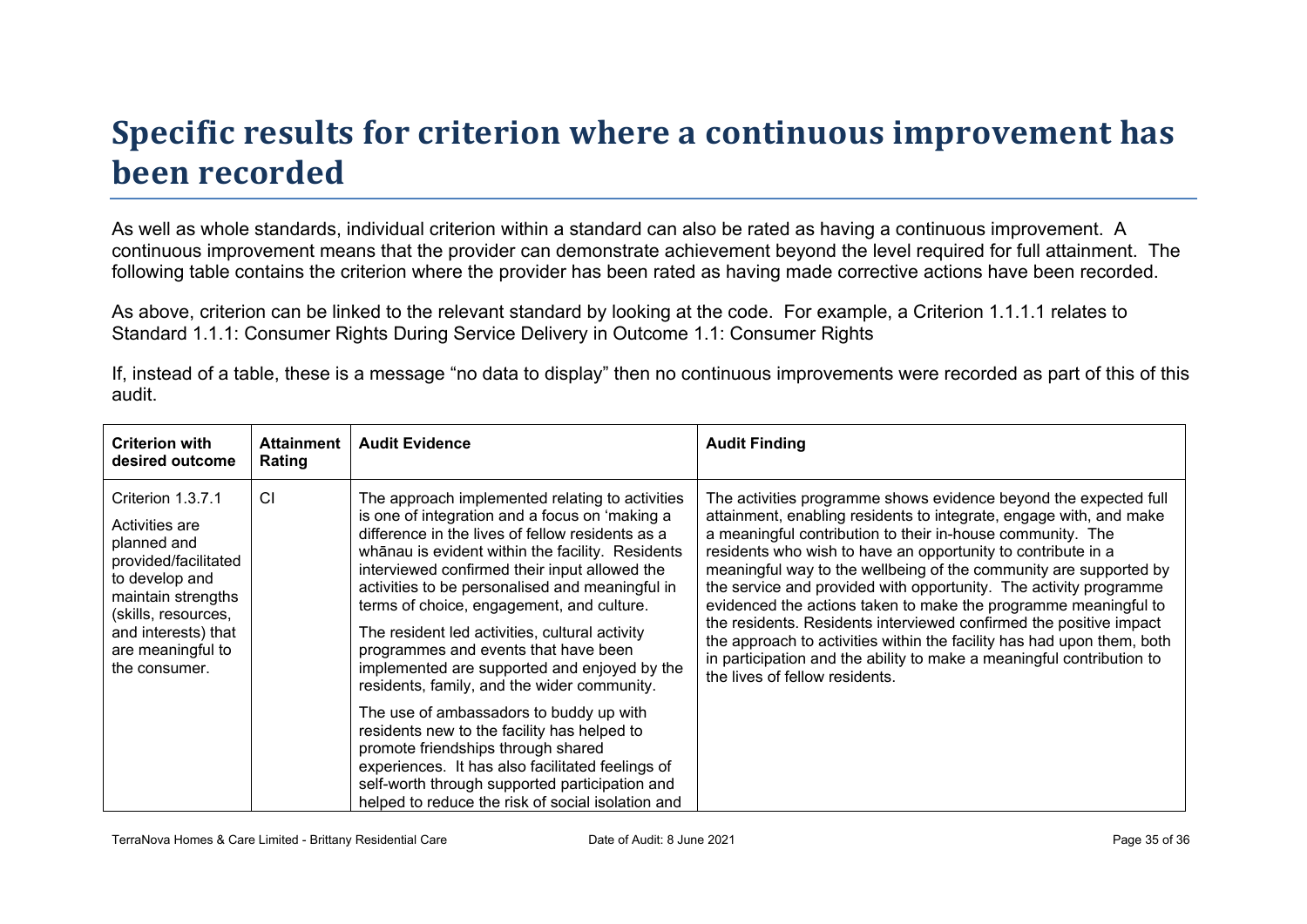# Specific results for criterion where a continuous improvement has been recorded

As well as whole standards, individual criterion within a standard can also be rated as having a continuous improvement. A continuous improvement means that the provider can demonstrate achievement beyond the level required for full attainment. The following table contains the criterion where the provider has been rated as having made corrective actions have been recorded.

As above, criterion can be linked to the relevant standard by looking at the code. For example, a Criterion 1.1.1.1 relates to Standard 1.1.1: Consumer Rights During Service Delivery in Outcome 1.1: Consumer Rights

If, instead of a table, these is a message “no data to display” then no continuous improvements were recorded as part of this of this audit.

| Criterion with desired outcome | Attainment Rating | Audit Evidence | Audit Finding |
|---|---|---|---|
| Criterion 1.3.7.1<br><br>Activities are planned and provided/facilitated to develop and maintain strengths (skills, resources, and interests) that are meaningful to the consumer. | CI | The approach implemented relating to activities is one of integration and a focus on ‘making a difference in the lives of fellow residents as a whānau is evident within the facility. Residents interviewed confirmed their input allowed the activities to be personalised and meaningful in terms of choice, engagement, and culture.<br><br>The resident led activities, cultural activity programmes and events that have been implemented are supported and enjoyed by the residents, family, and the wider community.<br><br>The use of ambassadors to buddy up with residents new to the facility has helped to promote friendships through shared experiences. It has also facilitated feelings of self-worth through supported participation and helped to reduce the risk of social isolation and | The activities programme shows evidence beyond the expected full attainment, enabling residents to integrate, engage with, and make a meaningful contribution to their in-house community. The residents who wish to have an opportunity to contribute in a meaningful way to the wellbeing of the community are supported by the service and provided with opportunity. The activity programme evidenced the actions taken to make the programme meaningful to the residents. Residents interviewed confirmed the positive impact the approach to activities within the facility has had upon them, both in participation and the ability to make a meaningful contribution to the lives of fellow residents. |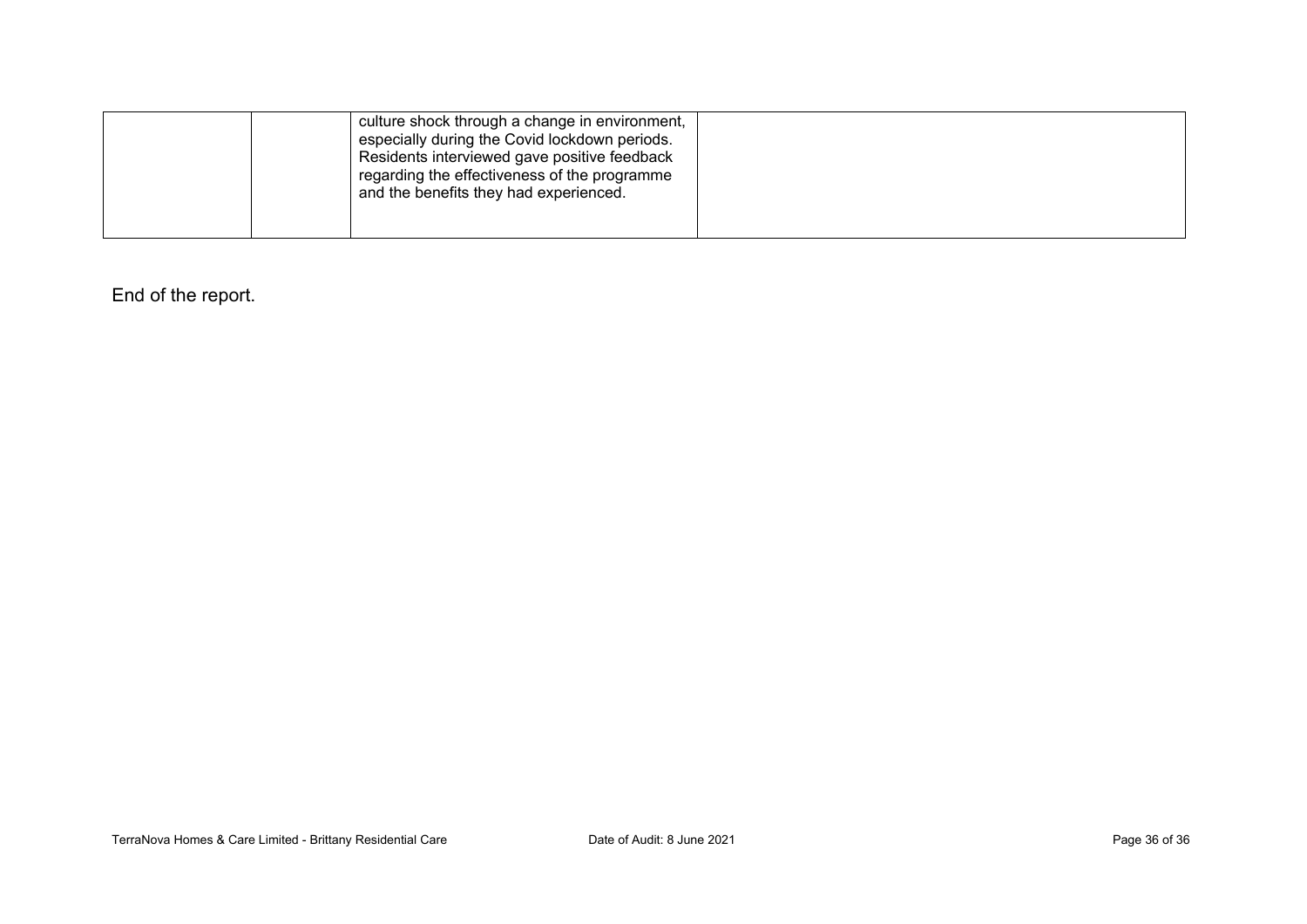| | | | |
|---|---|---|---|
| | | culture shock through a change in environment, especially during the Covid lockdown periods. Residents interviewed gave positive feedback regarding the effectiveness of the programme and the benefits they had experienced. | |

End of the report.